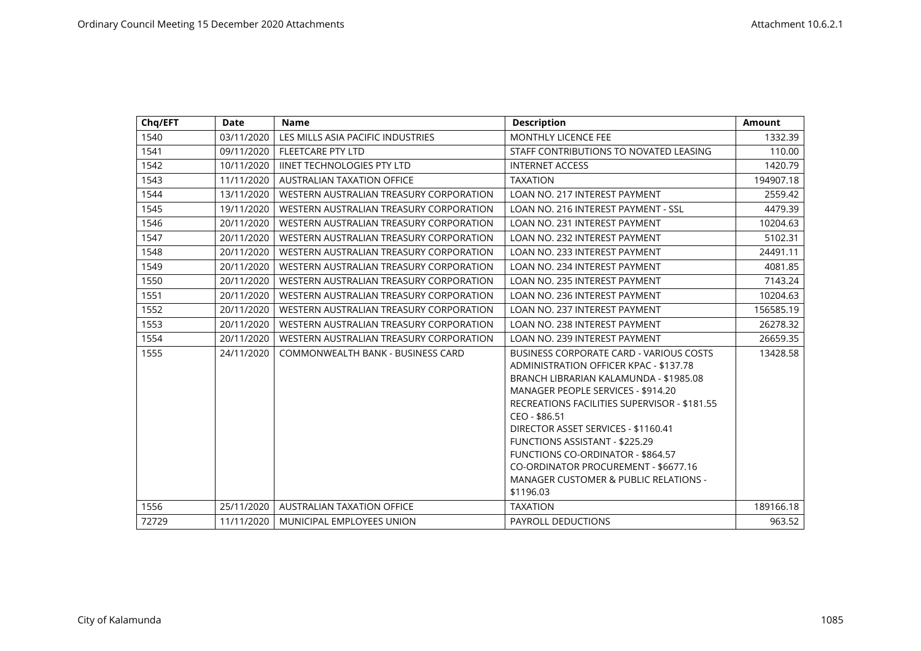| Chq/EFT | Date | Name | Description | Amount |
|---|---|---|---|---|
| 1540 | 03/11/2020 | LES MILLS ASIA PACIFIC INDUSTRIES | MONTHLY LICENCE FEE | 1332.39 |
| 1541 | 09/11/2020 | FLEETCARE PTY LTD | STAFF CONTRIBUTIONS TO NOVATED LEASING | 110.00 |
| 1542 | 10/11/2020 | IINET TECHNOLOGIES PTY LTD | INTERNET ACCESS | 1420.79 |
| 1543 | 11/11/2020 | AUSTRALIAN TAXATION OFFICE | TAXATION | 194907.18 |
| 1544 | 13/11/2020 | WESTERN AUSTRALIAN TREASURY CORPORATION | LOAN NO. 217 INTEREST PAYMENT | 2559.42 |
| 1545 | 19/11/2020 | WESTERN AUSTRALIAN TREASURY CORPORATION | LOAN NO. 216 INTEREST PAYMENT - SSL | 4479.39 |
| 1546 | 20/11/2020 | WESTERN AUSTRALIAN TREASURY CORPORATION | LOAN NO. 231 INTEREST PAYMENT | 10204.63 |
| 1547 | 20/11/2020 | WESTERN AUSTRALIAN TREASURY CORPORATION | LOAN NO. 232 INTEREST PAYMENT | 5102.31 |
| 1548 | 20/11/2020 | WESTERN AUSTRALIAN TREASURY CORPORATION | LOAN NO. 233 INTEREST PAYMENT | 24491.11 |
| 1549 | 20/11/2020 | WESTERN AUSTRALIAN TREASURY CORPORATION | LOAN NO. 234 INTEREST PAYMENT | 4081.85 |
| 1550 | 20/11/2020 | WESTERN AUSTRALIAN TREASURY CORPORATION | LOAN NO. 235 INTEREST PAYMENT | 7143.24 |
| 1551 | 20/11/2020 | WESTERN AUSTRALIAN TREASURY CORPORATION | LOAN NO. 236 INTEREST PAYMENT | 10204.63 |
| 1552 | 20/11/2020 | WESTERN AUSTRALIAN TREASURY CORPORATION | LOAN NO. 237 INTEREST PAYMENT | 156585.19 |
| 1553 | 20/11/2020 | WESTERN AUSTRALIAN TREASURY CORPORATION | LOAN NO. 238 INTEREST PAYMENT | 26278.32 |
| 1554 | 20/11/2020 | WESTERN AUSTRALIAN TREASURY CORPORATION | LOAN NO. 239 INTEREST PAYMENT | 26659.35 |
| 1555 | 24/11/2020 | COMMONWEALTH BANK - BUSINESS CARD | BUSINESS CORPORATE CARD - VARIOUS COSTS ADMINISTRATION OFFICER KPAC - $137.78 BRANCH LIBRARIAN KALAMUNDA - $1985.08 MANAGER PEOPLE SERVICES - $914.20 RECREATIONS FACILITIES SUPERVISOR - $181.55 CEO - $86.51 DIRECTOR ASSET SERVICES - $1160.41 FUNCTIONS ASSISTANT - $225.29 FUNCTIONS CO-ORDINATOR - $864.57 CO-ORDINATOR PROCUREMENT - $6677.16 MANAGER CUSTOMER & PUBLIC RELATIONS - $1196.03 | 13428.58 |
| 1556 | 25/11/2020 | AUSTRALIAN TAXATION OFFICE | TAXATION | 189166.18 |
| 72729 | 11/11/2020 | MUNICIPAL EMPLOYEES UNION | PAYROLL DEDUCTIONS | 963.52 |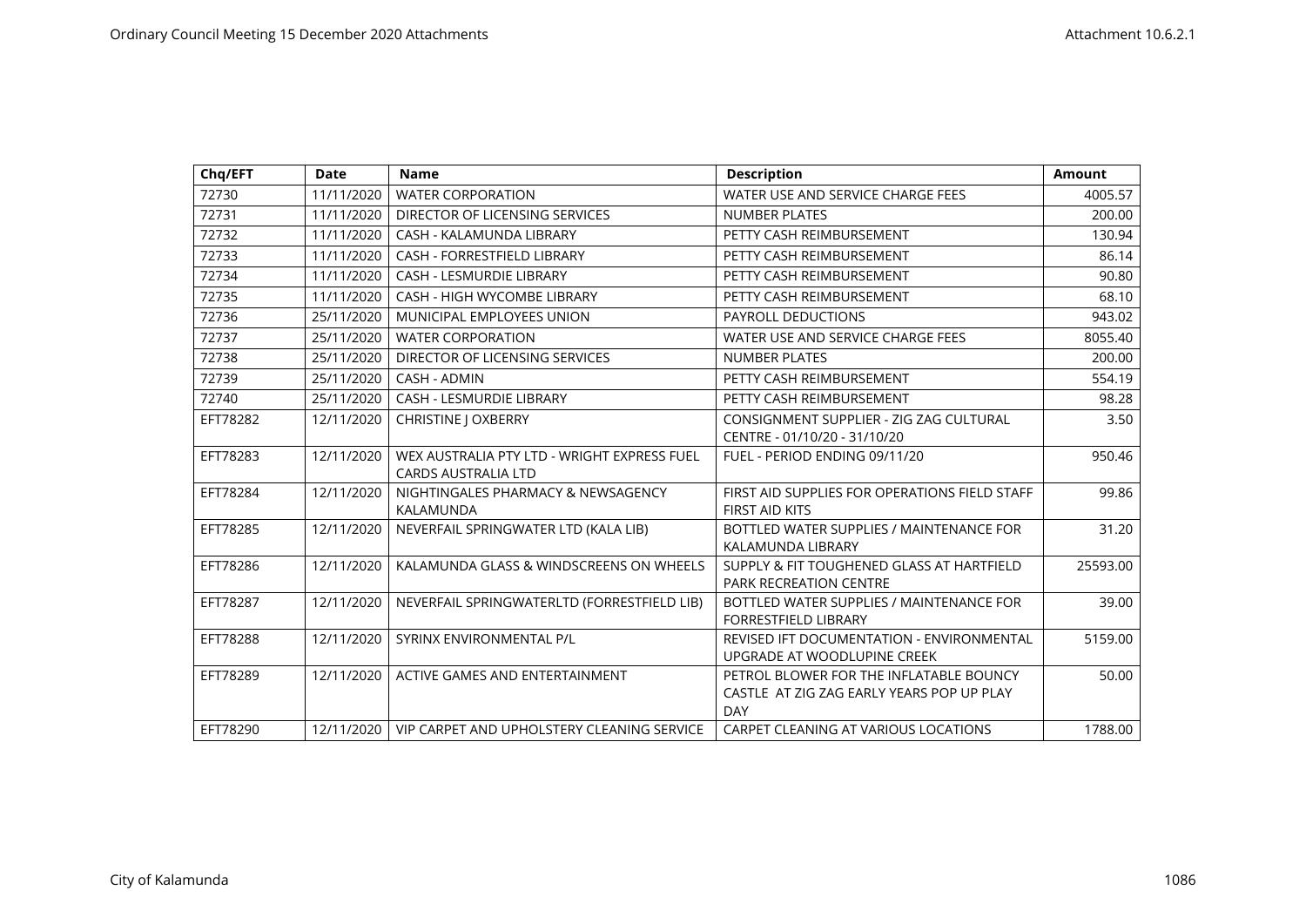| Chq/EFT | Date | Name | Description | Amount |
|---|---|---|---|---|
| 72730 | 11/11/2020 | WATER CORPORATION | WATER USE AND SERVICE CHARGE FEES | 4005.57 |
| 72731 | 11/11/2020 | DIRECTOR OF LICENSING SERVICES | NUMBER PLATES | 200.00 |
| 72732 | 11/11/2020 | CASH - KALAMUNDA LIBRARY | PETTY CASH REIMBURSEMENT | 130.94 |
| 72733 | 11/11/2020 | CASH - FORRESTFIELD LIBRARY | PETTY CASH REIMBURSEMENT | 86.14 |
| 72734 | 11/11/2020 | CASH - LESMURDIE LIBRARY | PETTY CASH REIMBURSEMENT | 90.80 |
| 72735 | 11/11/2020 | CASH - HIGH WYCOMBE LIBRARY | PETTY CASH REIMBURSEMENT | 68.10 |
| 72736 | 25/11/2020 | MUNICIPAL EMPLOYEES UNION | PAYROLL DEDUCTIONS | 943.02 |
| 72737 | 25/11/2020 | WATER CORPORATION | WATER USE AND SERVICE CHARGE FEES | 8055.40 |
| 72738 | 25/11/2020 | DIRECTOR OF LICENSING SERVICES | NUMBER PLATES | 200.00 |
| 72739 | 25/11/2020 | CASH - ADMIN | PETTY CASH REIMBURSEMENT | 554.19 |
| 72740 | 25/11/2020 | CASH - LESMURDIE LIBRARY | PETTY CASH REIMBURSEMENT | 98.28 |
| EFT78282 | 12/11/2020 | CHRISTINE J OXBERRY | CONSIGNMENT SUPPLIER - ZIG ZAG CULTURAL CENTRE - 01/10/20 - 31/10/20 | 3.50 |
| EFT78283 | 12/11/2020 | WEX AUSTRALIA PTY LTD - WRIGHT EXPRESS FUEL CARDS AUSTRALIA LTD | FUEL - PERIOD ENDING 09/11/20 | 950.46 |
| EFT78284 | 12/11/2020 | NIGHTINGALES PHARMACY & NEWSAGENCY KALAMUNDA | FIRST AID SUPPLIES FOR OPERATIONS FIELD STAFF FIRST AID KITS | 99.86 |
| EFT78285 | 12/11/2020 | NEVERFAIL SPRINGWATER LTD (KALA LIB) | BOTTLED WATER SUPPLIES / MAINTENANCE FOR KALAMUNDA LIBRARY | 31.20 |
| EFT78286 | 12/11/2020 | KALAMUNDA GLASS & WINDSCREENS ON WHEELS | SUPPLY & FIT TOUGHENED GLASS AT HARTFIELD PARK RECREATION CENTRE | 25593.00 |
| EFT78287 | 12/11/2020 | NEVERFAIL SPRINGWATERLTD (FORRESTFIELD LIB) | BOTTLED WATER SUPPLIES / MAINTENANCE FOR FORRESTFIELD LIBRARY | 39.00 |
| EFT78288 | 12/11/2020 | SYRINX ENVIRONMENTAL P/L | REVISED IFT DOCUMENTATION - ENVIRONMENTAL UPGRADE AT WOODLUPINE CREEK | 5159.00 |
| EFT78289 | 12/11/2020 | ACTIVE GAMES AND ENTERTAINMENT | PETROL BLOWER FOR THE INFLATABLE BOUNCY CASTLE AT ZIG ZAG EARLY YEARS POP UP PLAY DAY | 50.00 |
| EFT78290 | 12/11/2020 | VIP CARPET AND UPHOLSTERY CLEANING SERVICE | CARPET CLEANING AT VARIOUS LOCATIONS | 1788.00 |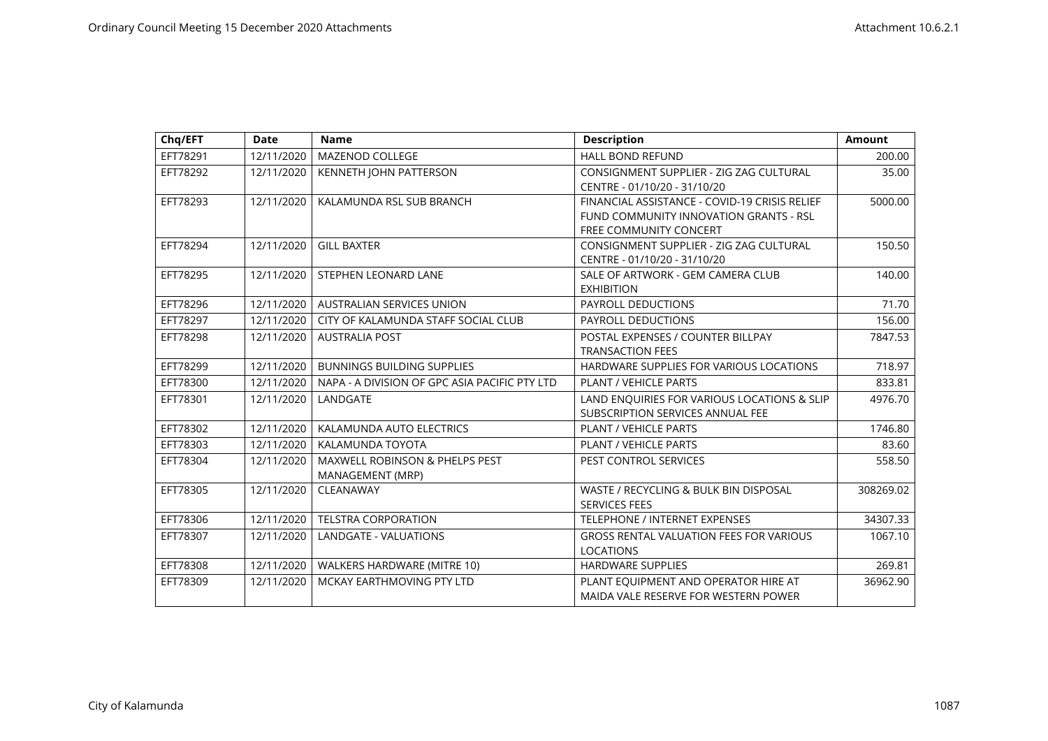| Chq/EFT | Date | Name | Description | Amount |
|---|---|---|---|---|
| EFT78291 | 12/11/2020 | MAZENOD COLLEGE | HALL BOND REFUND | 200.00 |
| EFT78292 | 12/11/2020 | KENNETH JOHN PATTERSON | CONSIGNMENT SUPPLIER - ZIG ZAG CULTURAL CENTRE - 01/10/20 - 31/10/20 | 35.00 |
| EFT78293 | 12/11/2020 | KALAMUNDA RSL SUB BRANCH | FINANCIAL ASSISTANCE - COVID-19 CRISIS RELIEF FUND COMMUNITY INNOVATION GRANTS - RSL FREE COMMUNITY CONCERT | 5000.00 |
| EFT78294 | 12/11/2020 | GILL BAXTER | CONSIGNMENT SUPPLIER - ZIG ZAG CULTURAL CENTRE - 01/10/20 - 31/10/20 | 150.50 |
| EFT78295 | 12/11/2020 | STEPHEN LEONARD LANE | SALE OF ARTWORK - GEM CAMERA CLUB EXHIBITION | 140.00 |
| EFT78296 | 12/11/2020 | AUSTRALIAN SERVICES UNION | PAYROLL DEDUCTIONS | 71.70 |
| EFT78297 | 12/11/2020 | CITY OF KALAMUNDA STAFF SOCIAL CLUB | PAYROLL DEDUCTIONS | 156.00 |
| EFT78298 | 12/11/2020 | AUSTRALIA POST | POSTAL EXPENSES / COUNTER BILLPAY TRANSACTION FEES | 7847.53 |
| EFT78299 | 12/11/2020 | BUNNINGS BUILDING SUPPLIES | HARDWARE SUPPLIES FOR VARIOUS LOCATIONS | 718.97 |
| EFT78300 | 12/11/2020 | NAPA - A DIVISION OF GPC ASIA PACIFIC PTY LTD | PLANT / VEHICLE PARTS | 833.81 |
| EFT78301 | 12/11/2020 | LANDGATE | LAND ENQUIRIES FOR VARIOUS LOCATIONS & SLIP SUBSCRIPTION SERVICES ANNUAL FEE | 4976.70 |
| EFT78302 | 12/11/2020 | KALAMUNDA AUTO ELECTRICS | PLANT / VEHICLE PARTS | 1746.80 |
| EFT78303 | 12/11/2020 | KALAMUNDA TOYOTA | PLANT / VEHICLE PARTS | 83.60 |
| EFT78304 | 12/11/2020 | MAXWELL ROBINSON & PHELPS PEST MANAGEMENT (MRP) | PEST CONTROL SERVICES | 558.50 |
| EFT78305 | 12/11/2020 | CLEANAWAY | WASTE / RECYCLING & BULK BIN DISPOSAL SERVICES FEES | 308269.02 |
| EFT78306 | 12/11/2020 | TELSTRA CORPORATION | TELEPHONE / INTERNET EXPENSES | 34307.33 |
| EFT78307 | 12/11/2020 | LANDGATE - VALUATIONS | GROSS RENTAL VALUATION FEES FOR VARIOUS LOCATIONS | 1067.10 |
| EFT78308 | 12/11/2020 | WALKERS HARDWARE (MITRE 10) | HARDWARE SUPPLIES | 269.81 |
| EFT78309 | 12/11/2020 | MCKAY EARTHMOVING PTY LTD | PLANT EQUIPMENT AND OPERATOR HIRE AT MAIDA VALE RESERVE FOR WESTERN POWER | 36962.90 |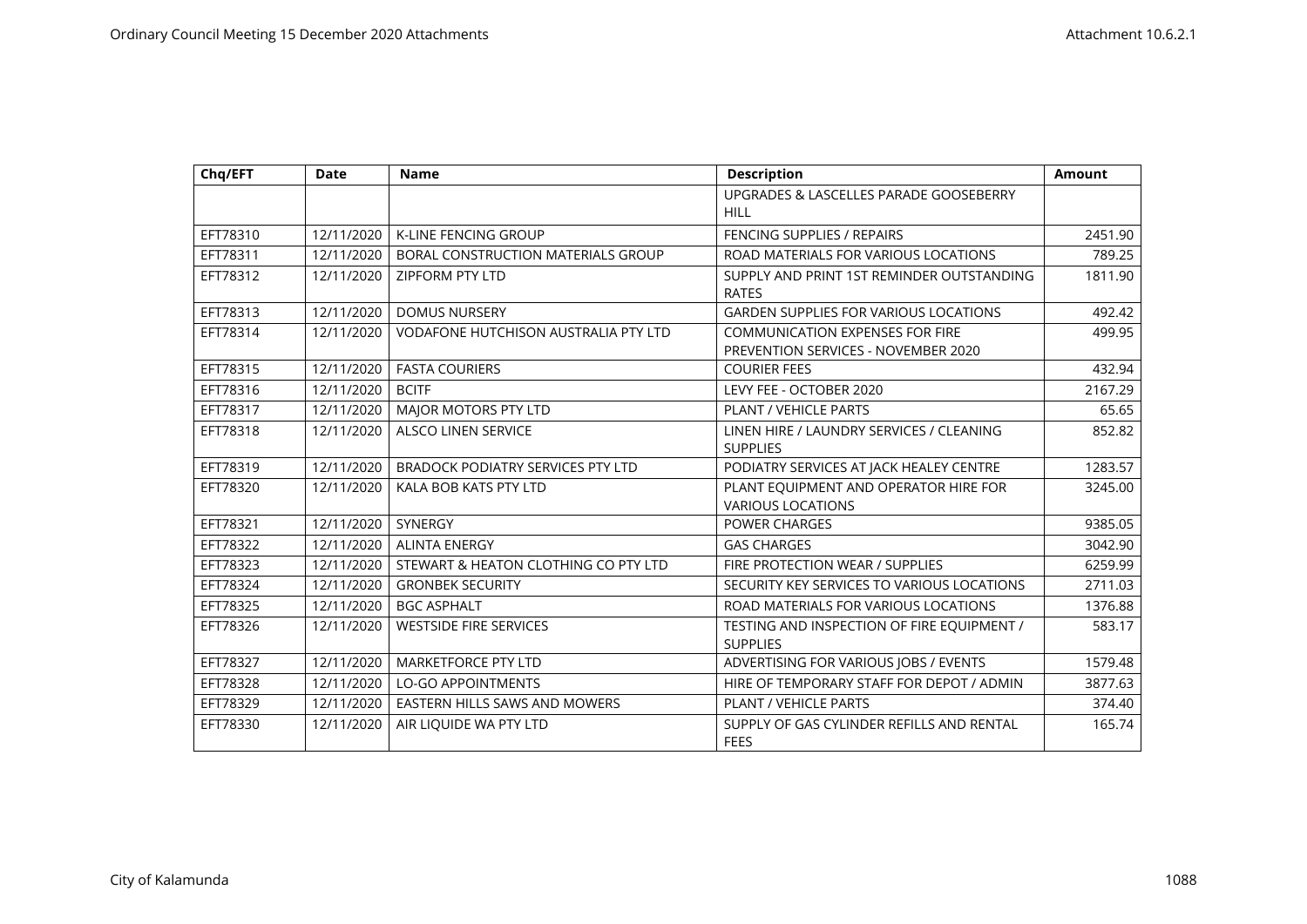| Chq/EFT | Date | Name | Description | Amount |
|---|---|---|---|---|
| | | | UPGRADES & LASCELLES PARADE GOOSEBERRY HILL | |
| EFT78310 | 12/11/2020 | K-LINE FENCING GROUP | FENCING SUPPLIES / REPAIRS | 2451.90 |
| EFT78311 | 12/11/2020 | BORAL CONSTRUCTION MATERIALS GROUP | ROAD MATERIALS FOR VARIOUS LOCATIONS | 789.25 |
| EFT78312 | 12/11/2020 | ZIPFORM PTY LTD | SUPPLY AND PRINT 1ST REMINDER OUTSTANDING RATES | 1811.90 |
| EFT78313 | 12/11/2020 | DOMUS NURSERY | GARDEN SUPPLIES FOR VARIOUS LOCATIONS | 492.42 |
| EFT78314 | 12/11/2020 | VODAFONE HUTCHISON AUSTRALIA PTY LTD | COMMUNICATION EXPENSES FOR FIRE PREVENTION SERVICES - NOVEMBER 2020 | 499.95 |
| EFT78315 | 12/11/2020 | FASTA COURIERS | COURIER FEES | 432.94 |
| EFT78316 | 12/11/2020 | BCITF | LEVY FEE - OCTOBER 2020 | 2167.29 |
| EFT78317 | 12/11/2020 | MAJOR MOTORS PTY LTD | PLANT / VEHICLE PARTS | 65.65 |
| EFT78318 | 12/11/2020 | ALSCO LINEN SERVICE | LINEN HIRE / LAUNDRY SERVICES / CLEANING SUPPLIES | 852.82 |
| EFT78319 | 12/11/2020 | BRADOCK PODIATRY SERVICES PTY LTD | PODIATRY SERVICES AT JACK HEALEY CENTRE | 1283.57 |
| EFT78320 | 12/11/2020 | KALA BOB KATS PTY LTD | PLANT EQUIPMENT AND OPERATOR HIRE FOR VARIOUS LOCATIONS | 3245.00 |
| EFT78321 | 12/11/2020 | SYNERGY | POWER CHARGES | 9385.05 |
| EFT78322 | 12/11/2020 | ALINTA ENERGY | GAS CHARGES | 3042.90 |
| EFT78323 | 12/11/2020 | STEWART & HEATON CLOTHING CO PTY LTD | FIRE PROTECTION WEAR / SUPPLIES | 6259.99 |
| EFT78324 | 12/11/2020 | GRONBEK SECURITY | SECURITY KEY SERVICES TO VARIOUS LOCATIONS | 2711.03 |
| EFT78325 | 12/11/2020 | BGC ASPHALT | ROAD MATERIALS FOR VARIOUS LOCATIONS | 1376.88 |
| EFT78326 | 12/11/2020 | WESTSIDE FIRE SERVICES | TESTING AND INSPECTION OF FIRE EQUIPMENT / SUPPLIES | 583.17 |
| EFT78327 | 12/11/2020 | MARKETFORCE PTY LTD | ADVERTISING FOR VARIOUS JOBS / EVENTS | 1579.48 |
| EFT78328 | 12/11/2020 | LO-GO APPOINTMENTS | HIRE OF TEMPORARY STAFF FOR DEPOT / ADMIN | 3877.63 |
| EFT78329 | 12/11/2020 | EASTERN HILLS SAWS AND MOWERS | PLANT / VEHICLE PARTS | 374.40 |
| EFT78330 | 12/11/2020 | AIR LIQUIDE WA PTY LTD | SUPPLY OF GAS CYLINDER REFILLS AND RENTAL FEES | 165.74 |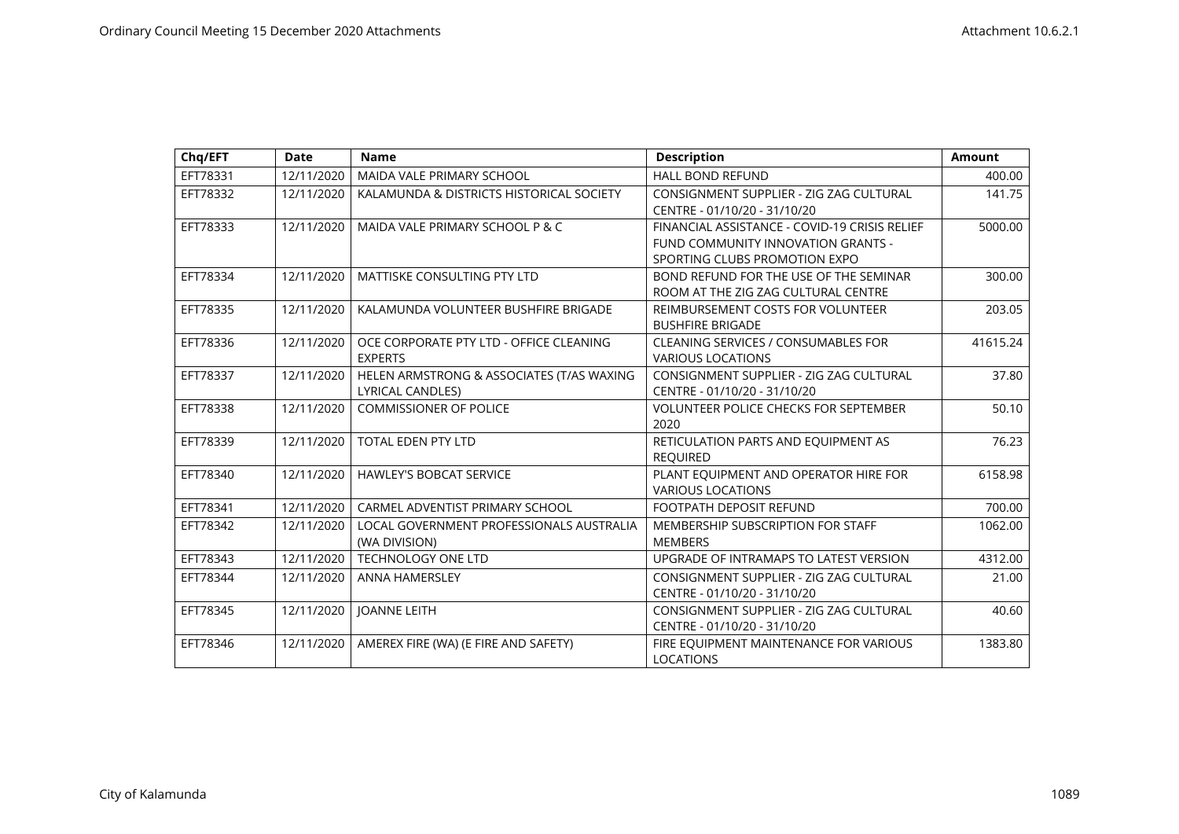| Chq/EFT | Date | Name | Description | Amount |
|---|---|---|---|---|
| EFT78331 | 12/11/2020 | MAIDA VALE PRIMARY SCHOOL | HALL BOND REFUND | 400.00 |
| EFT78332 | 12/11/2020 | KALAMUNDA & DISTRICTS HISTORICAL SOCIETY | CONSIGNMENT SUPPLIER - ZIG ZAG CULTURAL CENTRE - 01/10/20 - 31/10/20 | 141.75 |
| EFT78333 | 12/11/2020 | MAIDA VALE PRIMARY SCHOOL P & C | FINANCIAL ASSISTANCE - COVID-19 CRISIS RELIEF FUND COMMUNITY INNOVATION GRANTS - SPORTING CLUBS PROMOTION EXPO | 5000.00 |
| EFT78334 | 12/11/2020 | MATTISKE CONSULTING PTY LTD | BOND REFUND FOR THE USE OF THE SEMINAR ROOM AT THE ZIG ZAG CULTURAL CENTRE | 300.00 |
| EFT78335 | 12/11/2020 | KALAMUNDA VOLUNTEER BUSHFIRE BRIGADE | REIMBURSEMENT COSTS FOR VOLUNTEER BUSHFIRE BRIGADE | 203.05 |
| EFT78336 | 12/11/2020 | OCE CORPORATE PTY LTD - OFFICE CLEANING EXPERTS | CLEANING SERVICES / CONSUMABLES FOR VARIOUS LOCATIONS | 41615.24 |
| EFT78337 | 12/11/2020 | HELEN ARMSTRONG & ASSOCIATES (T/AS WAXING LYRICAL CANDLES) | CONSIGNMENT SUPPLIER - ZIG ZAG CULTURAL CENTRE - 01/10/20 - 31/10/20 | 37.80 |
| EFT78338 | 12/11/2020 | COMMISSIONER OF POLICE | VOLUNTEER POLICE CHECKS FOR SEPTEMBER 2020 | 50.10 |
| EFT78339 | 12/11/2020 | TOTAL EDEN PTY LTD | RETICULATION PARTS AND EQUIPMENT AS REQUIRED | 76.23 |
| EFT78340 | 12/11/2020 | HAWLEY'S BOBCAT SERVICE | PLANT EQUIPMENT AND OPERATOR HIRE FOR VARIOUS LOCATIONS | 6158.98 |
| EFT78341 | 12/11/2020 | CARMEL ADVENTIST PRIMARY SCHOOL | FOOTPATH DEPOSIT REFUND | 700.00 |
| EFT78342 | 12/11/2020 | LOCAL GOVERNMENT PROFESSIONALS AUSTRALIA (WA DIVISION) | MEMBERSHIP SUBSCRIPTION FOR STAFF MEMBERS | 1062.00 |
| EFT78343 | 12/11/2020 | TECHNOLOGY ONE LTD | UPGRADE OF INTRAMAPS TO LATEST VERSION | 4312.00 |
| EFT78344 | 12/11/2020 | ANNA HAMERSLEY | CONSIGNMENT SUPPLIER - ZIG ZAG CULTURAL CENTRE - 01/10/20 - 31/10/20 | 21.00 |
| EFT78345 | 12/11/2020 | JOANNE LEITH | CONSIGNMENT SUPPLIER - ZIG ZAG CULTURAL CENTRE - 01/10/20 - 31/10/20 | 40.60 |
| EFT78346 | 12/11/2020 | AMEREX FIRE (WA) (E FIRE AND SAFETY) | FIRE EQUIPMENT MAINTENANCE FOR VARIOUS LOCATIONS | 1383.80 |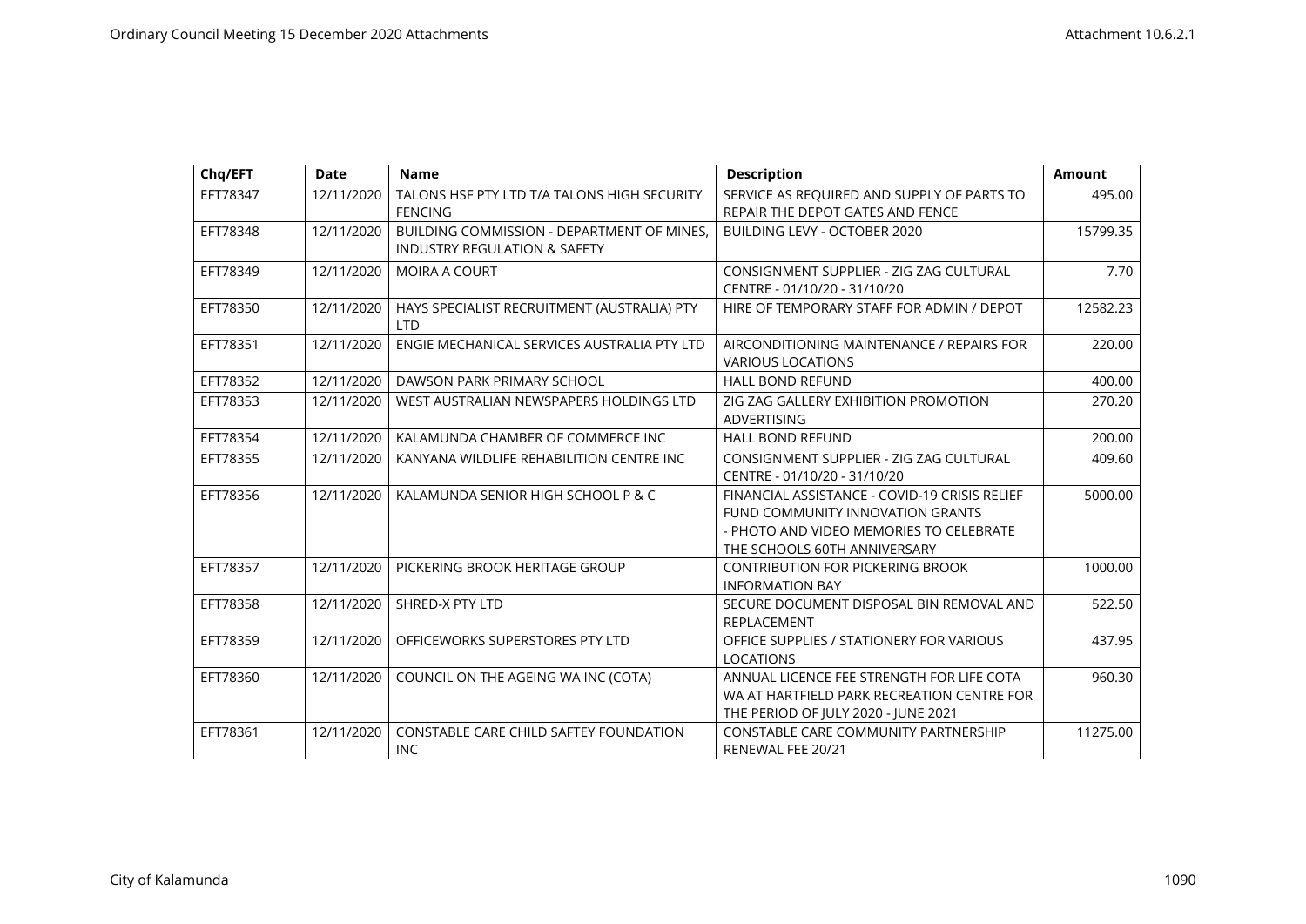| Chq/EFT | Date | Name | Description | Amount |
|---|---|---|---|---|
| EFT78347 | 12/11/2020 | TALONS HSF PTY LTD T/A TALONS HIGH SECURITY FENCING | SERVICE AS REQUIRED AND SUPPLY OF PARTS TO REPAIR THE DEPOT GATES AND FENCE | 495.00 |
| EFT78348 | 12/11/2020 | BUILDING COMMISSION - DEPARTMENT OF MINES, INDUSTRY REGULATION & SAFETY | BUILDING LEVY - OCTOBER 2020 | 15799.35 |
| EFT78349 | 12/11/2020 | MOIRA A COURT | CONSIGNMENT SUPPLIER - ZIG ZAG CULTURAL CENTRE - 01/10/20 - 31/10/20 | 7.70 |
| EFT78350 | 12/11/2020 | HAYS SPECIALIST RECRUITMENT (AUSTRALIA) PTY LTD | HIRE OF TEMPORARY STAFF FOR ADMIN / DEPOT | 12582.23 |
| EFT78351 | 12/11/2020 | ENGIE MECHANICAL SERVICES AUSTRALIA PTY LTD | AIRCONDITIONING MAINTENANCE / REPAIRS FOR VARIOUS LOCATIONS | 220.00 |
| EFT78352 | 12/11/2020 | DAWSON PARK PRIMARY SCHOOL | HALL BOND REFUND | 400.00 |
| EFT78353 | 12/11/2020 | WEST AUSTRALIAN NEWSPAPERS HOLDINGS LTD | ZIG ZAG GALLERY EXHIBITION PROMOTION ADVERTISING | 270.20 |
| EFT78354 | 12/11/2020 | KALAMUNDA CHAMBER OF COMMERCE INC | HALL BOND REFUND | 200.00 |
| EFT78355 | 12/11/2020 | KANYANA WILDLIFE REHABILITION CENTRE INC | CONSIGNMENT SUPPLIER - ZIG ZAG CULTURAL CENTRE - 01/10/20 - 31/10/20 | 409.60 |
| EFT78356 | 12/11/2020 | KALAMUNDA SENIOR HIGH SCHOOL P & C | FINANCIAL ASSISTANCE - COVID-19 CRISIS RELIEF FUND COMMUNITY INNOVATION GRANTS - PHOTO AND VIDEO MEMORIES TO CELEBRATE THE SCHOOLS 60TH ANNIVERSARY | 5000.00 |
| EFT78357 | 12/11/2020 | PICKERING BROOK HERITAGE GROUP | CONTRIBUTION FOR PICKERING BROOK INFORMATION BAY | 1000.00 |
| EFT78358 | 12/11/2020 | SHRED-X PTY LTD | SECURE DOCUMENT DISPOSAL BIN REMOVAL AND REPLACEMENT | 522.50 |
| EFT78359 | 12/11/2020 | OFFICEWORKS SUPERSTORES PTY LTD | OFFICE SUPPLIES / STATIONERY FOR VARIOUS LOCATIONS | 437.95 |
| EFT78360 | 12/11/2020 | COUNCIL ON THE AGEING WA INC (COTA) | ANNUAL LICENCE FEE STRENGTH FOR LIFE COTA WA AT HARTFIELD PARK RECREATION CENTRE FOR THE PERIOD OF JULY 2020 - JUNE 2021 | 960.30 |
| EFT78361 | 12/11/2020 | CONSTABLE CARE CHILD SAFTEY FOUNDATION INC | CONSTABLE CARE COMMUNITY PARTNERSHIP RENEWAL FEE 20/21 | 11275.00 |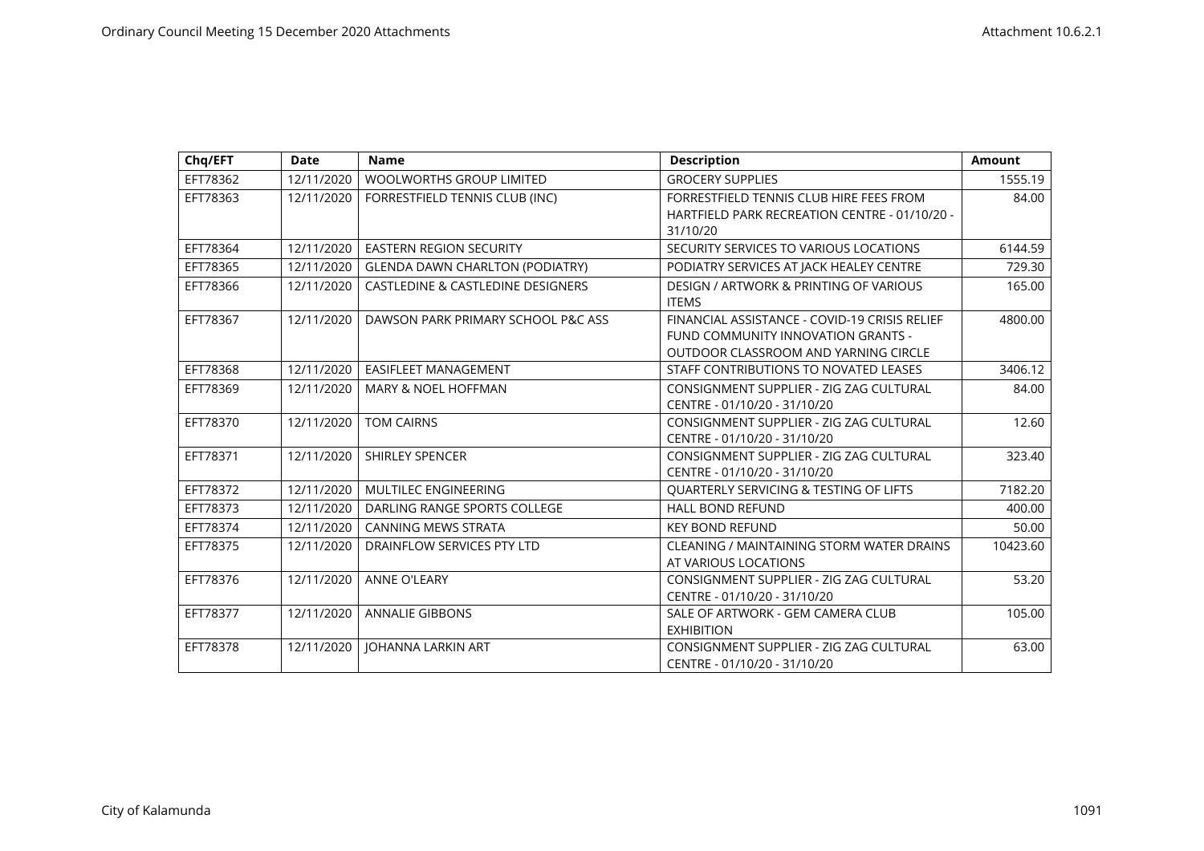| Chq/EFT | Date | Name | Description | Amount |
|---|---|---|---|---|
| EFT78362 | 12/11/2020 | WOOLWORTHS GROUP LIMITED | GROCERY SUPPLIES | 1555.19 |
| EFT78363 | 12/11/2020 | FORRESTFIELD TENNIS CLUB (INC) | FORRESTFIELD TENNIS CLUB HIRE FEES FROM HARTFIELD PARK RECREATION CENTRE - 01/10/20 - 31/10/20 | 84.00 |
| EFT78364 | 12/11/2020 | EASTERN REGION SECURITY | SECURITY SERVICES TO VARIOUS LOCATIONS | 6144.59 |
| EFT78365 | 12/11/2020 | GLENDA DAWN CHARLTON (PODIATRY) | PODIATRY SERVICES AT JACK HEALEY CENTRE | 729.30 |
| EFT78366 | 12/11/2020 | CASTLEDINE & CASTLEDINE DESIGNERS | DESIGN / ARTWORK & PRINTING OF VARIOUS ITEMS | 165.00 |
| EFT78367 | 12/11/2020 | DAWSON PARK PRIMARY SCHOOL P&C ASS | FINANCIAL ASSISTANCE - COVID-19 CRISIS RELIEF FUND COMMUNITY INNOVATION GRANTS - OUTDOOR CLASSROOM AND YARNING CIRCLE | 4800.00 |
| EFT78368 | 12/11/2020 | EASIFLEET MANAGEMENT | STAFF CONTRIBUTIONS TO NOVATED LEASES | 3406.12 |
| EFT78369 | 12/11/2020 | MARY & NOEL HOFFMAN | CONSIGNMENT SUPPLIER - ZIG ZAG CULTURAL CENTRE - 01/10/20 - 31/10/20 | 84.00 |
| EFT78370 | 12/11/2020 | TOM CAIRNS | CONSIGNMENT SUPPLIER - ZIG ZAG CULTURAL CENTRE - 01/10/20 - 31/10/20 | 12.60 |
| EFT78371 | 12/11/2020 | SHIRLEY SPENCER | CONSIGNMENT SUPPLIER - ZIG ZAG CULTURAL CENTRE - 01/10/20 - 31/10/20 | 323.40 |
| EFT78372 | 12/11/2020 | MULTILEC ENGINEERING | QUARTERLY SERVICING & TESTING OF LIFTS | 7182.20 |
| EFT78373 | 12/11/2020 | DARLING RANGE SPORTS COLLEGE | HALL BOND REFUND | 400.00 |
| EFT78374 | 12/11/2020 | CANNING MEWS STRATA | KEY BOND REFUND | 50.00 |
| EFT78375 | 12/11/2020 | DRAINFLOW SERVICES PTY LTD | CLEANING / MAINTAINING STORM WATER DRAINS AT VARIOUS LOCATIONS | 10423.60 |
| EFT78376 | 12/11/2020 | ANNE O'LEARY | CONSIGNMENT SUPPLIER - ZIG ZAG CULTURAL CENTRE - 01/10/20 - 31/10/20 | 53.20 |
| EFT78377 | 12/11/2020 | ANNALIE GIBBONS | SALE OF ARTWORK - GEM CAMERA CLUB EXHIBITION | 105.00 |
| EFT78378 | 12/11/2020 | JOHANNA LARKIN ART | CONSIGNMENT SUPPLIER - ZIG ZAG CULTURAL CENTRE - 01/10/20 - 31/10/20 | 63.00 |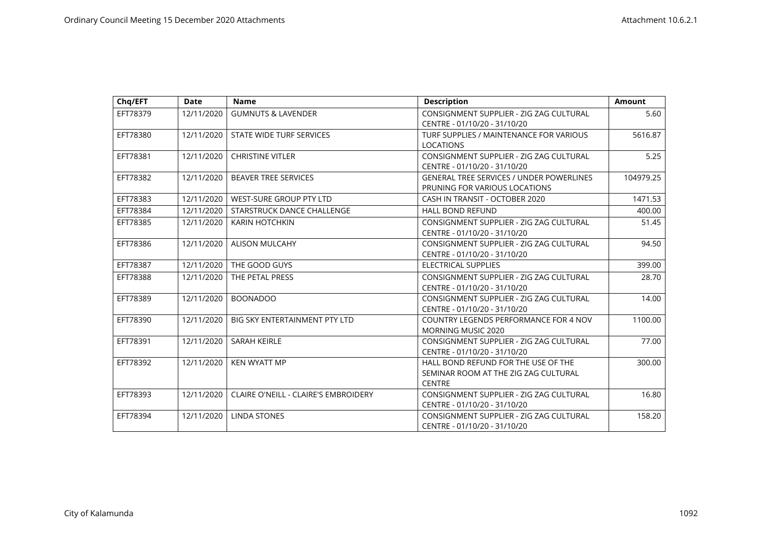| Chq/EFT | Date | Name | Description | Amount |
|---|---|---|---|---|
| EFT78379 | 12/11/2020 | GUMNUTS & LAVENDER | CONSIGNMENT SUPPLIER - ZIG ZAG CULTURAL CENTRE - 01/10/20 - 31/10/20 | 5.60 |
| EFT78380 | 12/11/2020 | STATE WIDE TURF SERVICES | TURF SUPPLIES / MAINTENANCE FOR VARIOUS LOCATIONS | 5616.87 |
| EFT78381 | 12/11/2020 | CHRISTINE VITLER | CONSIGNMENT SUPPLIER - ZIG ZAG CULTURAL CENTRE - 01/10/20 - 31/10/20 | 5.25 |
| EFT78382 | 12/11/2020 | BEAVER TREE SERVICES | GENERAL TREE SERVICES / UNDER POWERLINES PRUNING FOR VARIOUS LOCATIONS | 104979.25 |
| EFT78383 | 12/11/2020 | WEST-SURE GROUP PTY LTD | CASH IN TRANSIT - OCTOBER 2020 | 1471.53 |
| EFT78384 | 12/11/2020 | STARSTRUCK DANCE CHALLENGE | HALL BOND REFUND | 400.00 |
| EFT78385 | 12/11/2020 | KARIN HOTCHKIN | CONSIGNMENT SUPPLIER - ZIG ZAG CULTURAL CENTRE - 01/10/20 - 31/10/20 | 51.45 |
| EFT78386 | 12/11/2020 | ALISON MULCAHY | CONSIGNMENT SUPPLIER - ZIG ZAG CULTURAL CENTRE - 01/10/20 - 31/10/20 | 94.50 |
| EFT78387 | 12/11/2020 | THE GOOD GUYS | ELECTRICAL SUPPLIES | 399.00 |
| EFT78388 | 12/11/2020 | THE PETAL PRESS | CONSIGNMENT SUPPLIER - ZIG ZAG CULTURAL CENTRE - 01/10/20 - 31/10/20 | 28.70 |
| EFT78389 | 12/11/2020 | BOONADOO | CONSIGNMENT SUPPLIER - ZIG ZAG CULTURAL CENTRE - 01/10/20 - 31/10/20 | 14.00 |
| EFT78390 | 12/11/2020 | BIG SKY ENTERTAINMENT PTY LTD | COUNTRY LEGENDS PERFORMANCE FOR 4 NOV MORNING MUSIC 2020 | 1100.00 |
| EFT78391 | 12/11/2020 | SARAH KEIRLE | CONSIGNMENT SUPPLIER - ZIG ZAG CULTURAL CENTRE - 01/10/20 - 31/10/20 | 77.00 |
| EFT78392 | 12/11/2020 | KEN WYATT MP | HALL BOND REFUND FOR THE USE OF THE SEMINAR ROOM AT THE ZIG ZAG CULTURAL CENTRE | 300.00 |
| EFT78393 | 12/11/2020 | CLAIRE O'NEILL - CLAIRE'S EMBROIDERY | CONSIGNMENT SUPPLIER - ZIG ZAG CULTURAL CENTRE - 01/10/20 - 31/10/20 | 16.80 |
| EFT78394 | 12/11/2020 | LINDA STONES | CONSIGNMENT SUPPLIER - ZIG ZAG CULTURAL CENTRE - 01/10/20 - 31/10/20 | 158.20 |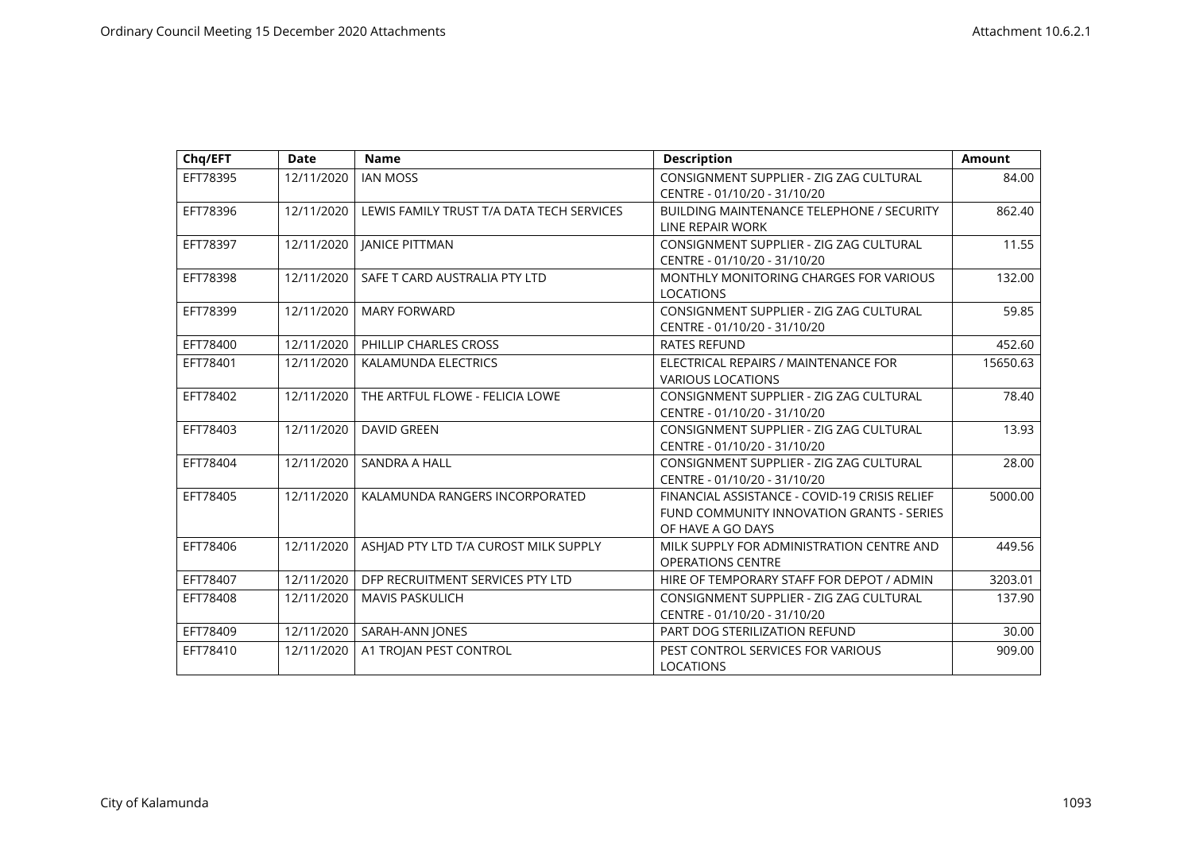| Chq/EFT | Date | Name | Description | Amount |
|---|---|---|---|---|
| EFT78395 | 12/11/2020 | IAN MOSS | CONSIGNMENT SUPPLIER - ZIG ZAG CULTURAL CENTRE - 01/10/20 - 31/10/20 | 84.00 |
| EFT78396 | 12/11/2020 | LEWIS FAMILY TRUST T/A DATA TECH SERVICES | BUILDING MAINTENANCE TELEPHONE / SECURITY LINE REPAIR WORK | 862.40 |
| EFT78397 | 12/11/2020 | JANICE PITTMAN | CONSIGNMENT SUPPLIER - ZIG ZAG CULTURAL CENTRE - 01/10/20 - 31/10/20 | 11.55 |
| EFT78398 | 12/11/2020 | SAFE T CARD AUSTRALIA PTY LTD | MONTHLY MONITORING CHARGES FOR VARIOUS LOCATIONS | 132.00 |
| EFT78399 | 12/11/2020 | MARY FORWARD | CONSIGNMENT SUPPLIER - ZIG ZAG CULTURAL CENTRE - 01/10/20 - 31/10/20 | 59.85 |
| EFT78400 | 12/11/2020 | PHILLIP CHARLES CROSS | RATES REFUND | 452.60 |
| EFT78401 | 12/11/2020 | KALAMUNDA ELECTRICS | ELECTRICAL REPAIRS / MAINTENANCE FOR VARIOUS LOCATIONS | 15650.63 |
| EFT78402 | 12/11/2020 | THE ARTFUL FLOWE - FELICIA LOWE | CONSIGNMENT SUPPLIER - ZIG ZAG CULTURAL CENTRE - 01/10/20 - 31/10/20 | 78.40 |
| EFT78403 | 12/11/2020 | DAVID GREEN | CONSIGNMENT SUPPLIER - ZIG ZAG CULTURAL CENTRE - 01/10/20 - 31/10/20 | 13.93 |
| EFT78404 | 12/11/2020 | SANDRA A HALL | CONSIGNMENT SUPPLIER - ZIG ZAG CULTURAL CENTRE - 01/10/20 - 31/10/20 | 28.00 |
| EFT78405 | 12/11/2020 | KALAMUNDA RANGERS INCORPORATED | FINANCIAL ASSISTANCE - COVID-19 CRISIS RELIEF FUND COMMUNITY INNOVATION GRANTS - SERIES OF HAVE A GO DAYS | 5000.00 |
| EFT78406 | 12/11/2020 | ASHJAD PTY LTD T/A CUROST MILK SUPPLY | MILK SUPPLY FOR ADMINISTRATION CENTRE AND OPERATIONS CENTRE | 449.56 |
| EFT78407 | 12/11/2020 | DFP RECRUITMENT SERVICES PTY LTD | HIRE OF TEMPORARY STAFF FOR DEPOT / ADMIN | 3203.01 |
| EFT78408 | 12/11/2020 | MAVIS PASKULICH | CONSIGNMENT SUPPLIER - ZIG ZAG CULTURAL CENTRE - 01/10/20 - 31/10/20 | 137.90 |
| EFT78409 | 12/11/2020 | SARAH-ANN JONES | PART DOG STERILIZATION REFUND | 30.00 |
| EFT78410 | 12/11/2020 | A1 TROJAN PEST CONTROL | PEST CONTROL SERVICES FOR VARIOUS LOCATIONS | 909.00 |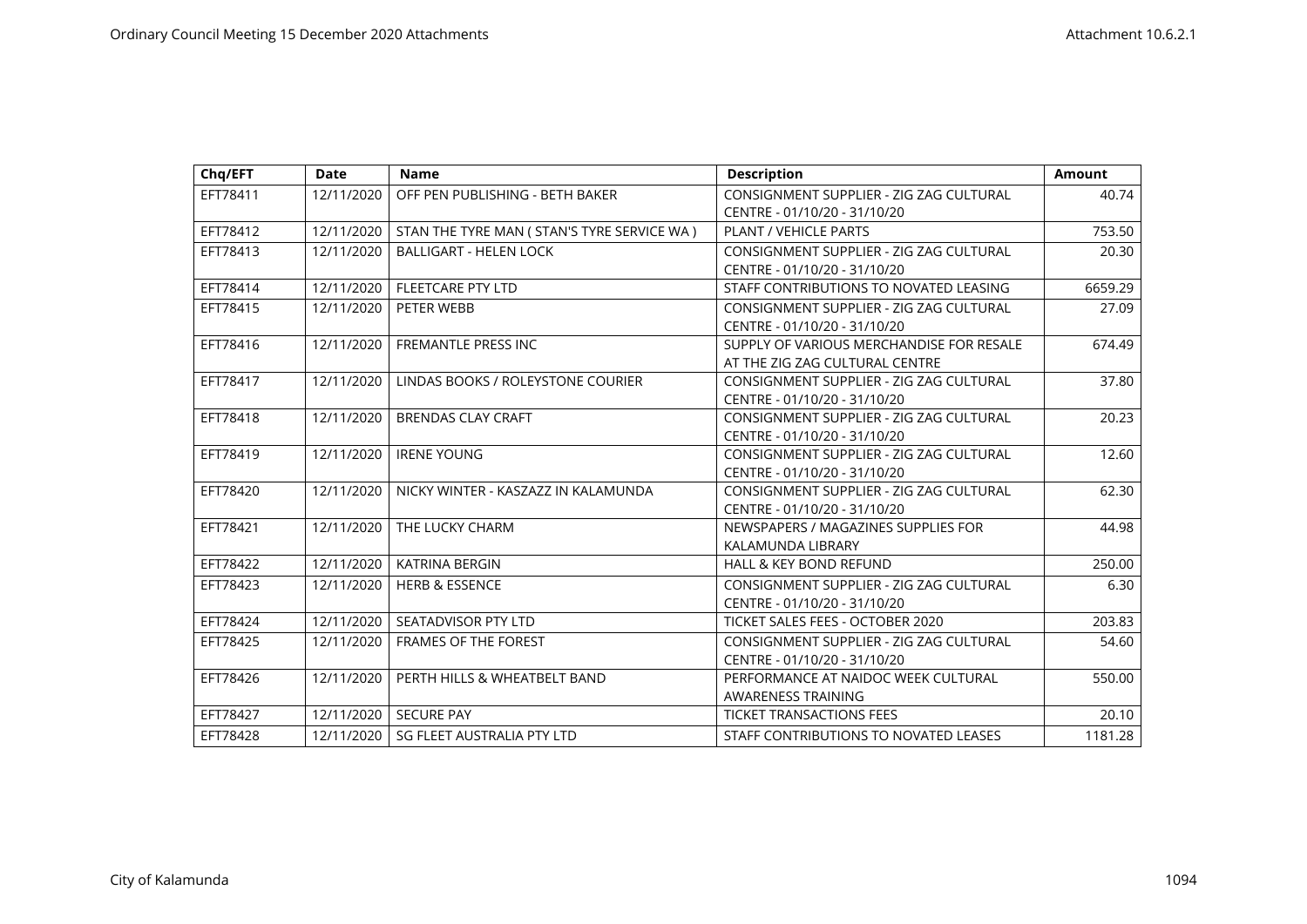| Chq/EFT | Date | Name | Description | Amount |
|---|---|---|---|---|
| EFT78411 | 12/11/2020 | OFF PEN PUBLISHING - BETH BAKER | CONSIGNMENT SUPPLIER - ZIG ZAG CULTURAL CENTRE - 01/10/20 - 31/10/20 | 40.74 |
| EFT78412 | 12/11/2020 | STAN THE TYRE MAN ( STAN'S TYRE SERVICE WA ) | PLANT / VEHICLE PARTS | 753.50 |
| EFT78413 | 12/11/2020 | BALLIGART - HELEN LOCK | CONSIGNMENT SUPPLIER - ZIG ZAG CULTURAL CENTRE - 01/10/20 - 31/10/20 | 20.30 |
| EFT78414 | 12/11/2020 | FLEETCARE PTY LTD | STAFF CONTRIBUTIONS TO NOVATED LEASING | 6659.29 |
| EFT78415 | 12/11/2020 | PETER WEBB | CONSIGNMENT SUPPLIER - ZIG ZAG CULTURAL CENTRE - 01/10/20 - 31/10/20 | 27.09 |
| EFT78416 | 12/11/2020 | FREMANTLE PRESS INC | SUPPLY OF VARIOUS MERCHANDISE FOR RESALE AT THE ZIG ZAG CULTURAL CENTRE | 674.49 |
| EFT78417 | 12/11/2020 | LINDAS BOOKS / ROLEYSTONE COURIER | CONSIGNMENT SUPPLIER - ZIG ZAG CULTURAL CENTRE - 01/10/20 - 31/10/20 | 37.80 |
| EFT78418 | 12/11/2020 | BRENDAS CLAY CRAFT | CONSIGNMENT SUPPLIER - ZIG ZAG CULTURAL CENTRE - 01/10/20 - 31/10/20 | 20.23 |
| EFT78419 | 12/11/2020 | IRENE YOUNG | CONSIGNMENT SUPPLIER - ZIG ZAG CULTURAL CENTRE - 01/10/20 - 31/10/20 | 12.60 |
| EFT78420 | 12/11/2020 | NICKY WINTER - KASZAZZ IN KALAMUNDA | CONSIGNMENT SUPPLIER - ZIG ZAG CULTURAL CENTRE - 01/10/20 - 31/10/20 | 62.30 |
| EFT78421 | 12/11/2020 | THE LUCKY CHARM | NEWSPAPERS / MAGAZINES SUPPLIES FOR KALAMUNDA LIBRARY | 44.98 |
| EFT78422 | 12/11/2020 | KATRINA BERGIN | HALL & KEY BOND REFUND | 250.00 |
| EFT78423 | 12/11/2020 | HERB & ESSENCE | CONSIGNMENT SUPPLIER - ZIG ZAG CULTURAL CENTRE - 01/10/20 - 31/10/20 | 6.30 |
| EFT78424 | 12/11/2020 | SEATADVISOR PTY LTD | TICKET SALES FEES - OCTOBER 2020 | 203.83 |
| EFT78425 | 12/11/2020 | FRAMES OF THE FOREST | CONSIGNMENT SUPPLIER - ZIG ZAG CULTURAL CENTRE - 01/10/20 - 31/10/20 | 54.60 |
| EFT78426 | 12/11/2020 | PERTH HILLS & WHEATBELT BAND | PERFORMANCE AT NAIDOC WEEK CULTURAL AWARENESS TRAINING | 550.00 |
| EFT78427 | 12/11/2020 | SECURE PAY | TICKET TRANSACTIONS FEES | 20.10 |
| EFT78428 | 12/11/2020 | SG FLEET AUSTRALIA PTY LTD | STAFF CONTRIBUTIONS TO NOVATED LEASES | 1181.28 |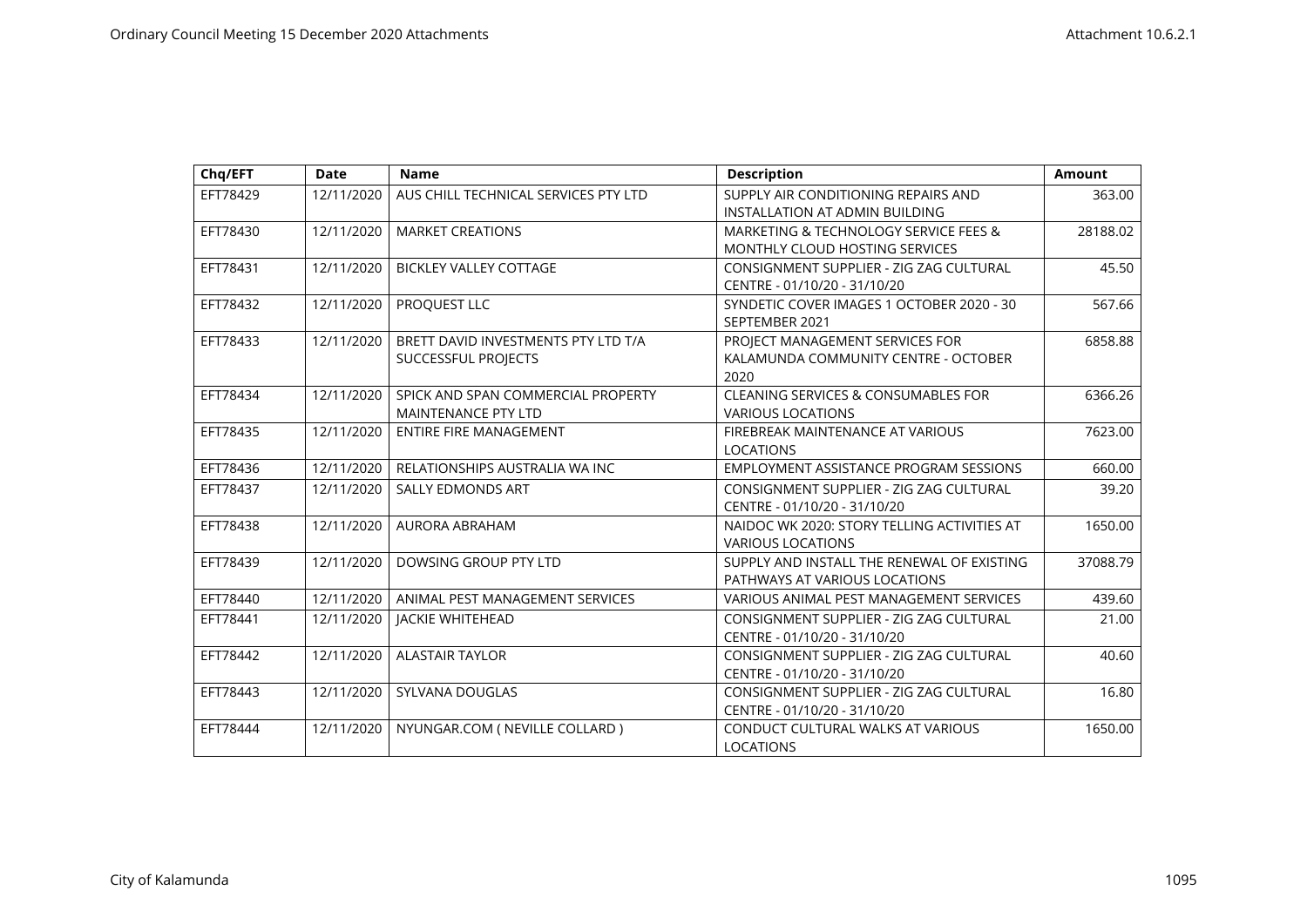| Chq/EFT | Date | Name | Description | Amount |
|---|---|---|---|---|
| EFT78429 | 12/11/2020 | AUS CHILL TECHNICAL SERVICES PTY LTD | SUPPLY AIR CONDITIONING REPAIRS AND INSTALLATION AT ADMIN BUILDING | 363.00 |
| EFT78430 | 12/11/2020 | MARKET CREATIONS | MARKETING & TECHNOLOGY SERVICE FEES & MONTHLY CLOUD HOSTING SERVICES | 28188.02 |
| EFT78431 | 12/11/2020 | BICKLEY VALLEY COTTAGE | CONSIGNMENT SUPPLIER - ZIG ZAG CULTURAL CENTRE - 01/10/20 - 31/10/20 | 45.50 |
| EFT78432 | 12/11/2020 | PROQUEST LLC | SYNDETIC COVER IMAGES 1 OCTOBER 2020 - 30 SEPTEMBER 2021 | 567.66 |
| EFT78433 | 12/11/2020 | BRETT DAVID INVESTMENTS PTY LTD T/A SUCCESSFUL PROJECTS | PROJECT MANAGEMENT SERVICES FOR KALAMUNDA COMMUNITY CENTRE - OCTOBER 2020 | 6858.88 |
| EFT78434 | 12/11/2020 | SPICK AND SPAN COMMERCIAL PROPERTY MAINTENANCE PTY LTD | CLEANING SERVICES & CONSUMABLES FOR VARIOUS LOCATIONS | 6366.26 |
| EFT78435 | 12/11/2020 | ENTIRE FIRE MANAGEMENT | FIREBREAK MAINTENANCE AT VARIOUS LOCATIONS | 7623.00 |
| EFT78436 | 12/11/2020 | RELATIONSHIPS AUSTRALIA WA INC | EMPLOYMENT ASSISTANCE PROGRAM SESSIONS | 660.00 |
| EFT78437 | 12/11/2020 | SALLY EDMONDS ART | CONSIGNMENT SUPPLIER - ZIG ZAG CULTURAL CENTRE - 01/10/20 - 31/10/20 | 39.20 |
| EFT78438 | 12/11/2020 | AURORA ABRAHAM | NAIDOC WK 2020: STORY TELLING ACTIVITIES AT VARIOUS LOCATIONS | 1650.00 |
| EFT78439 | 12/11/2020 | DOWSING GROUP PTY LTD | SUPPLY AND INSTALL THE RENEWAL OF EXISTING PATHWAYS AT VARIOUS LOCATIONS | 37088.79 |
| EFT78440 | 12/11/2020 | ANIMAL PEST MANAGEMENT SERVICES | VARIOUS ANIMAL PEST MANAGEMENT SERVICES | 439.60 |
| EFT78441 | 12/11/2020 | JACKIE WHITEHEAD | CONSIGNMENT SUPPLIER - ZIG ZAG CULTURAL CENTRE - 01/10/20 - 31/10/20 | 21.00 |
| EFT78442 | 12/11/2020 | ALASTAIR TAYLOR | CONSIGNMENT SUPPLIER - ZIG ZAG CULTURAL CENTRE - 01/10/20 - 31/10/20 | 40.60 |
| EFT78443 | 12/11/2020 | SYLVANA DOUGLAS | CONSIGNMENT SUPPLIER - ZIG ZAG CULTURAL CENTRE - 01/10/20 - 31/10/20 | 16.80 |
| EFT78444 | 12/11/2020 | NYUNGAR.COM ( NEVILLE COLLARD ) | CONDUCT CULTURAL WALKS AT VARIOUS LOCATIONS | 1650.00 |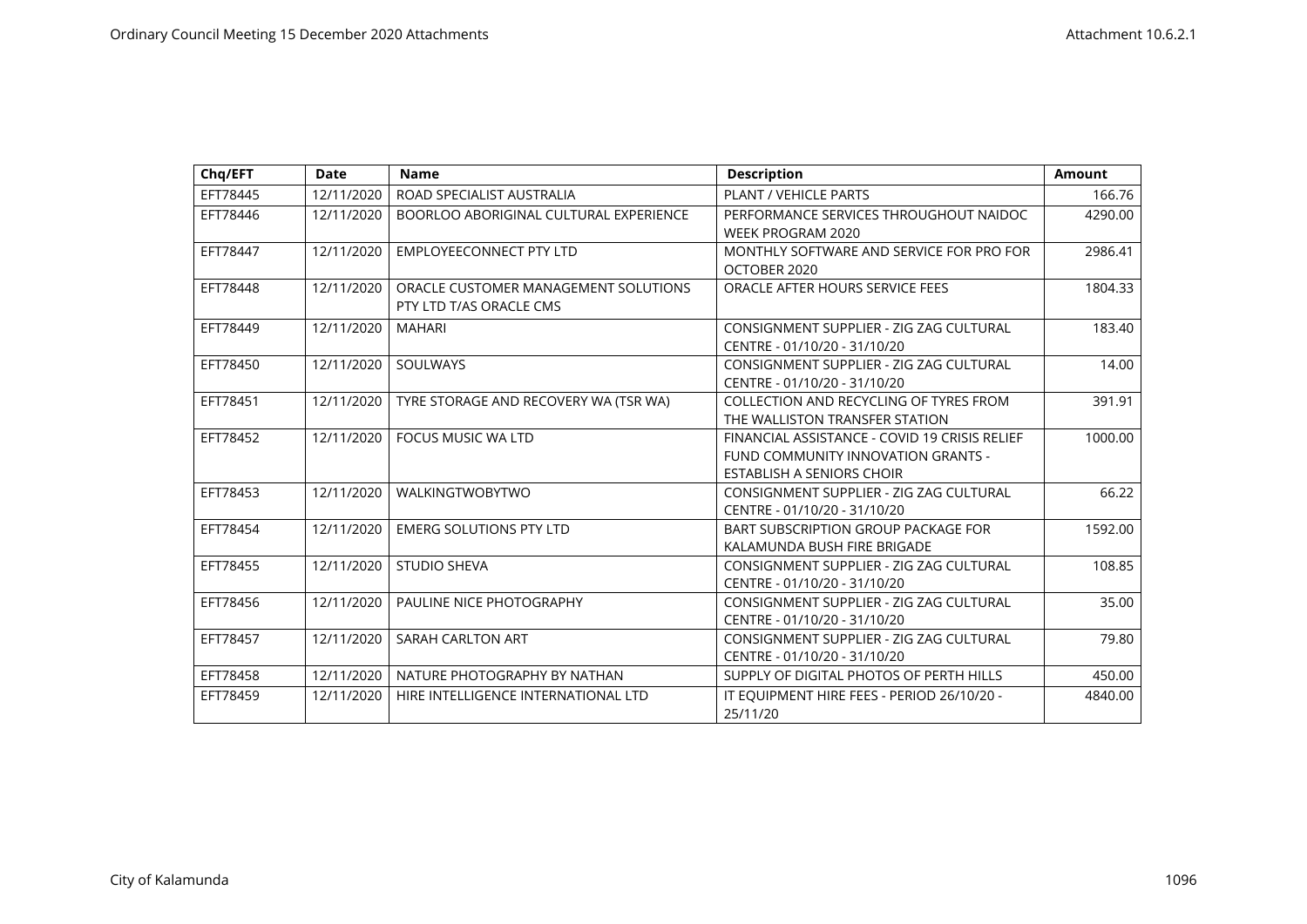| Chq/EFT | Date | Name | Description | Amount |
|---|---|---|---|---|
| EFT78445 | 12/11/2020 | ROAD SPECIALIST AUSTRALIA | PLANT / VEHICLE PARTS | 166.76 |
| EFT78446 | 12/11/2020 | BOORLOO ABORIGINAL CULTURAL EXPERIENCE | PERFORMANCE SERVICES THROUGHOUT NAIDOC WEEK PROGRAM 2020 | 4290.00 |
| EFT78447 | 12/11/2020 | EMPLOYEECONNECT PTY LTD | MONTHLY SOFTWARE AND SERVICE FOR PRO FOR OCTOBER 2020 | 2986.41 |
| EFT78448 | 12/11/2020 | ORACLE CUSTOMER MANAGEMENT SOLUTIONS PTY LTD T/AS ORACLE CMS | ORACLE AFTER HOURS SERVICE FEES | 1804.33 |
| EFT78449 | 12/11/2020 | MAHARI | CONSIGNMENT SUPPLIER - ZIG ZAG CULTURAL CENTRE - 01/10/20 - 31/10/20 | 183.40 |
| EFT78450 | 12/11/2020 | SOULWAYS | CONSIGNMENT SUPPLIER - ZIG ZAG CULTURAL CENTRE - 01/10/20 - 31/10/20 | 14.00 |
| EFT78451 | 12/11/2020 | TYRE STORAGE AND RECOVERY WA (TSR WA) | COLLECTION AND RECYCLING OF TYRES FROM THE WALLISTON TRANSFER STATION | 391.91 |
| EFT78452 | 12/11/2020 | FOCUS MUSIC WA LTD | FINANCIAL ASSISTANCE - COVID 19 CRISIS RELIEF FUND COMMUNITY INNOVATION GRANTS - ESTABLISH A SENIORS CHOIR | 1000.00 |
| EFT78453 | 12/11/2020 | WALKINGTWOBYTWO | CONSIGNMENT SUPPLIER - ZIG ZAG CULTURAL CENTRE - 01/10/20 - 31/10/20 | 66.22 |
| EFT78454 | 12/11/2020 | EMERG SOLUTIONS PTY LTD | BART SUBSCRIPTION GROUP PACKAGE FOR KALAMUNDA BUSH FIRE BRIGADE | 1592.00 |
| EFT78455 | 12/11/2020 | STUDIO SHEVA | CONSIGNMENT SUPPLIER - ZIG ZAG CULTURAL CENTRE - 01/10/20 - 31/10/20 | 108.85 |
| EFT78456 | 12/11/2020 | PAULINE NICE PHOTOGRAPHY | CONSIGNMENT SUPPLIER - ZIG ZAG CULTURAL CENTRE - 01/10/20 - 31/10/20 | 35.00 |
| EFT78457 | 12/11/2020 | SARAH CARLTON ART | CONSIGNMENT SUPPLIER - ZIG ZAG CULTURAL CENTRE - 01/10/20 - 31/10/20 | 79.80 |
| EFT78458 | 12/11/2020 | NATURE PHOTOGRAPHY BY NATHAN | SUPPLY OF DIGITAL PHOTOS OF PERTH HILLS | 450.00 |
| EFT78459 | 12/11/2020 | HIRE INTELLIGENCE INTERNATIONAL LTD | IT EQUIPMENT HIRE FEES - PERIOD 26/10/20 - 25/11/20 | 4840.00 |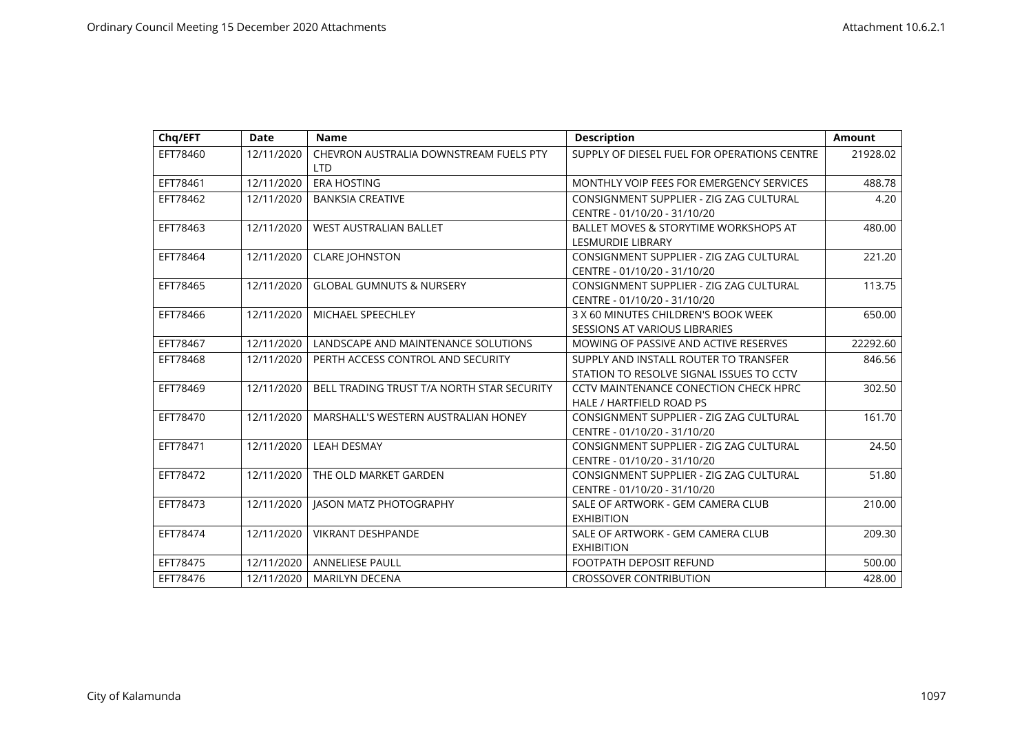| Chq/EFT | Date | Name | Description | Amount |
|---|---|---|---|---|
| EFT78460 | 12/11/2020 | CHEVRON AUSTRALIA DOWNSTREAM FUELS PTY LTD | SUPPLY OF DIESEL FUEL FOR OPERATIONS CENTRE | 21928.02 |
| EFT78461 | 12/11/2020 | ERA HOSTING | MONTHLY VOIP FEES FOR EMERGENCY SERVICES | 488.78 |
| EFT78462 | 12/11/2020 | BANKSIA CREATIVE | CONSIGNMENT SUPPLIER - ZIG ZAG CULTURAL CENTRE - 01/10/20 - 31/10/20 | 4.20 |
| EFT78463 | 12/11/2020 | WEST AUSTRALIAN BALLET | BALLET MOVES & STORYTIME WORKSHOPS AT LESMURDIE LIBRARY | 480.00 |
| EFT78464 | 12/11/2020 | CLARE JOHNSTON | CONSIGNMENT SUPPLIER - ZIG ZAG CULTURAL CENTRE - 01/10/20 - 31/10/20 | 221.20 |
| EFT78465 | 12/11/2020 | GLOBAL GUMNUTS & NURSERY | CONSIGNMENT SUPPLIER - ZIG ZAG CULTURAL CENTRE - 01/10/20 - 31/10/20 | 113.75 |
| EFT78466 | 12/11/2020 | MICHAEL SPEECHLEY | 3 X 60 MINUTES CHILDREN'S BOOK WEEK SESSIONS AT VARIOUS LIBRARIES | 650.00 |
| EFT78467 | 12/11/2020 | LANDSCAPE AND MAINTENANCE SOLUTIONS | MOWING OF PASSIVE AND ACTIVE RESERVES | 22292.60 |
| EFT78468 | 12/11/2020 | PERTH ACCESS CONTROL AND SECURITY | SUPPLY AND INSTALL ROUTER TO TRANSFER STATION TO RESOLVE SIGNAL ISSUES TO CCTV | 846.56 |
| EFT78469 | 12/11/2020 | BELL TRADING TRUST T/A NORTH STAR SECURITY | CCTV MAINTENANCE CONECTION CHECK HPRC HALE / HARTFIELD ROAD PS | 302.50 |
| EFT78470 | 12/11/2020 | MARSHALL'S WESTERN AUSTRALIAN HONEY | CONSIGNMENT SUPPLIER - ZIG ZAG CULTURAL CENTRE - 01/10/20 - 31/10/20 | 161.70 |
| EFT78471 | 12/11/2020 | LEAH DESMAY | CONSIGNMENT SUPPLIER - ZIG ZAG CULTURAL CENTRE - 01/10/20 - 31/10/20 | 24.50 |
| EFT78472 | 12/11/2020 | THE OLD MARKET GARDEN | CONSIGNMENT SUPPLIER - ZIG ZAG CULTURAL CENTRE - 01/10/20 - 31/10/20 | 51.80 |
| EFT78473 | 12/11/2020 | JASON MATZ PHOTOGRAPHY | SALE OF ARTWORK - GEM CAMERA CLUB EXHIBITION | 210.00 |
| EFT78474 | 12/11/2020 | VIKRANT DESHPANDE | SALE OF ARTWORK - GEM CAMERA CLUB EXHIBITION | 209.30 |
| EFT78475 | 12/11/2020 | ANNELIESE PAULL | FOOTPATH DEPOSIT REFUND | 500.00 |
| EFT78476 | 12/11/2020 | MARILYN DECENA | CROSSOVER CONTRIBUTION | 428.00 |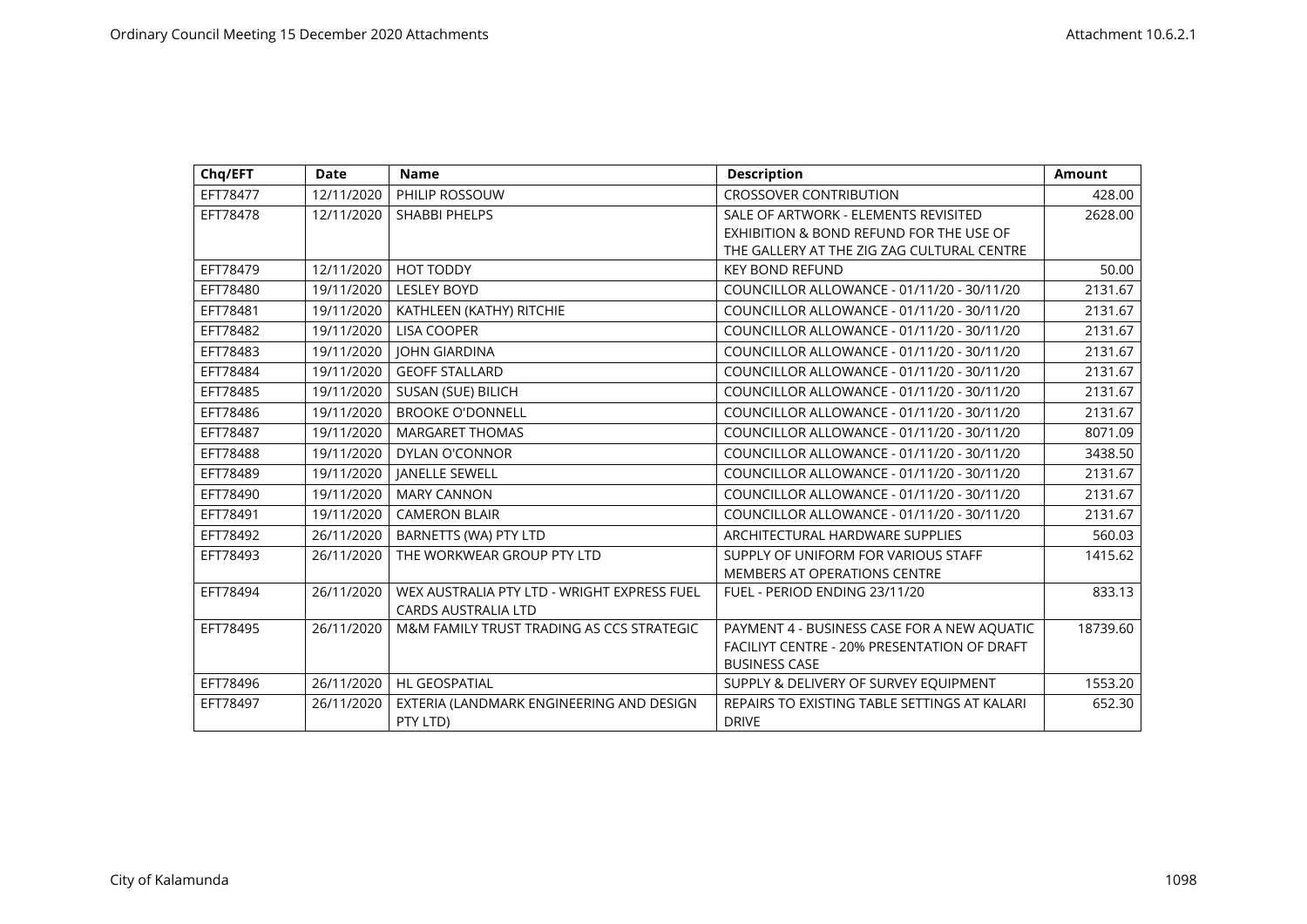| Chq/EFT | Date | Name | Description | Amount |
|---|---|---|---|---|
| EFT78477 | 12/11/2020 | PHILIP ROSSOUW | CROSSOVER CONTRIBUTION | 428.00 |
| EFT78478 | 12/11/2020 | SHABBI PHELPS | SALE OF ARTWORK - ELEMENTS REVISITED EXHIBITION & BOND REFUND FOR THE USE OF THE GALLERY AT THE ZIG ZAG CULTURAL CENTRE | 2628.00 |
| EFT78479 | 12/11/2020 | HOT TODDY | KEY BOND REFUND | 50.00 |
| EFT78480 | 19/11/2020 | LESLEY BOYD | COUNCILLOR ALLOWANCE - 01/11/20 - 30/11/20 | 2131.67 |
| EFT78481 | 19/11/2020 | KATHLEEN (KATHY) RITCHIE | COUNCILLOR ALLOWANCE - 01/11/20 - 30/11/20 | 2131.67 |
| EFT78482 | 19/11/2020 | LISA COOPER | COUNCILLOR ALLOWANCE - 01/11/20 - 30/11/20 | 2131.67 |
| EFT78483 | 19/11/2020 | JOHN GIARDINA | COUNCILLOR ALLOWANCE - 01/11/20 - 30/11/20 | 2131.67 |
| EFT78484 | 19/11/2020 | GEOFF STALLARD | COUNCILLOR ALLOWANCE - 01/11/20 - 30/11/20 | 2131.67 |
| EFT78485 | 19/11/2020 | SUSAN (SUE) BILICH | COUNCILLOR ALLOWANCE - 01/11/20 - 30/11/20 | 2131.67 |
| EFT78486 | 19/11/2020 | BROOKE O'DONNELL | COUNCILLOR ALLOWANCE - 01/11/20 - 30/11/20 | 2131.67 |
| EFT78487 | 19/11/2020 | MARGARET THOMAS | COUNCILLOR ALLOWANCE - 01/11/20 - 30/11/20 | 8071.09 |
| EFT78488 | 19/11/2020 | DYLAN O'CONNOR | COUNCILLOR ALLOWANCE - 01/11/20 - 30/11/20 | 3438.50 |
| EFT78489 | 19/11/2020 | JANELLE SEWELL | COUNCILLOR ALLOWANCE - 01/11/20 - 30/11/20 | 2131.67 |
| EFT78490 | 19/11/2020 | MARY CANNON | COUNCILLOR ALLOWANCE - 01/11/20 - 30/11/20 | 2131.67 |
| EFT78491 | 19/11/2020 | CAMERON BLAIR | COUNCILLOR ALLOWANCE - 01/11/20 - 30/11/20 | 2131.67 |
| EFT78492 | 26/11/2020 | BARNETTS (WA) PTY LTD | ARCHITECTURAL HARDWARE SUPPLIES | 560.03 |
| EFT78493 | 26/11/2020 | THE WORKWEAR GROUP PTY LTD | SUPPLY OF UNIFORM FOR VARIOUS STAFF MEMBERS AT OPERATIONS CENTRE | 1415.62 |
| EFT78494 | 26/11/2020 | WEX AUSTRALIA PTY LTD - WRIGHT EXPRESS FUEL CARDS AUSTRALIA LTD | FUEL - PERIOD ENDING 23/11/20 | 833.13 |
| EFT78495 | 26/11/2020 | M&M FAMILY TRUST TRADING AS CCS STRATEGIC | PAYMENT 4 - BUSINESS CASE FOR A NEW AQUATIC FACILIYT CENTRE - 20% PRESENTATION OF DRAFT BUSINESS CASE | 18739.60 |
| EFT78496 | 26/11/2020 | HL GEOSPATIAL | SUPPLY & DELIVERY OF SURVEY EQUIPMENT | 1553.20 |
| EFT78497 | 26/11/2020 | EXTERIA (LANDMARK ENGINEERING AND DESIGN PTY LTD) | REPAIRS TO EXISTING TABLE SETTINGS AT KALARI DRIVE | 652.30 |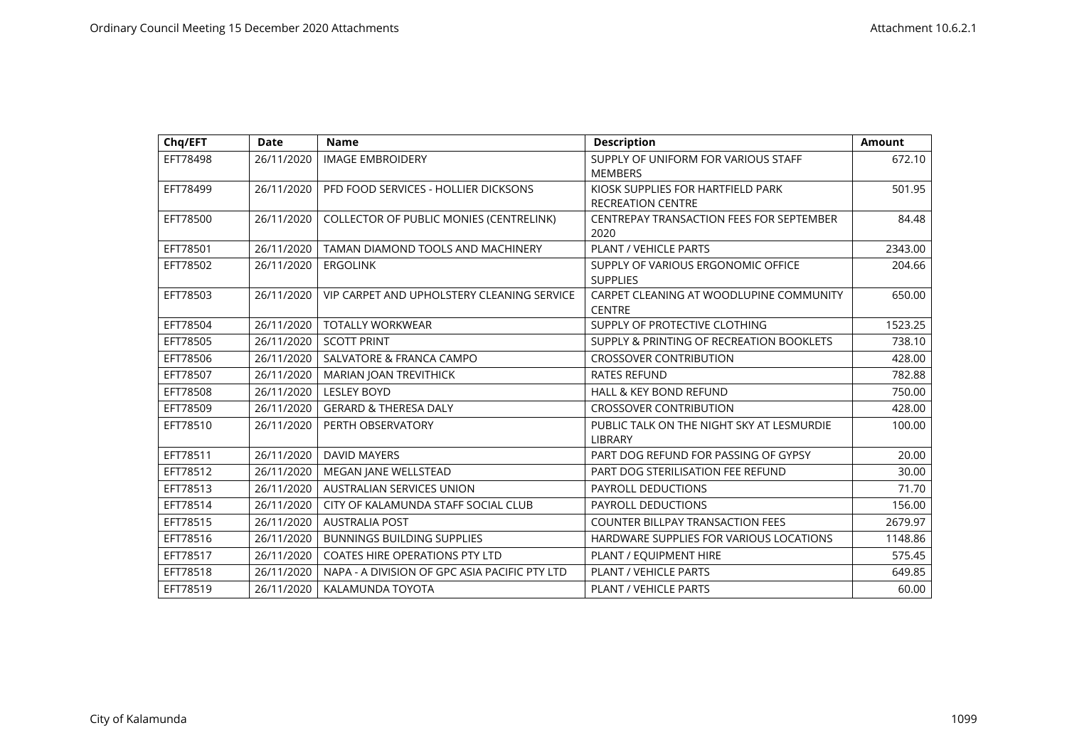| Chq/EFT | Date | Name | Description | Amount |
|---|---|---|---|---|
| EFT78498 | 26/11/2020 | IMAGE EMBROIDERY | SUPPLY OF UNIFORM FOR VARIOUS STAFF MEMBERS | 672.10 |
| EFT78499 | 26/11/2020 | PFD FOOD SERVICES - HOLLIER DICKSONS | KIOSK SUPPLIES FOR HARTFIELD PARK RECREATION CENTRE | 501.95 |
| EFT78500 | 26/11/2020 | COLLECTOR OF PUBLIC MONIES (CENTRELINK) | CENTREPAY TRANSACTION FEES FOR SEPTEMBER 2020 | 84.48 |
| EFT78501 | 26/11/2020 | TAMAN DIAMOND TOOLS AND MACHINERY | PLANT / VEHICLE PARTS | 2343.00 |
| EFT78502 | 26/11/2020 | ERGOLINK | SUPPLY OF VARIOUS ERGONOMIC OFFICE SUPPLIES | 204.66 |
| EFT78503 | 26/11/2020 | VIP CARPET AND UPHOLSTERY CLEANING SERVICE | CARPET CLEANING AT WOODLUPINE COMMUNITY CENTRE | 650.00 |
| EFT78504 | 26/11/2020 | TOTALLY WORKWEAR | SUPPLY OF PROTECTIVE CLOTHING | 1523.25 |
| EFT78505 | 26/11/2020 | SCOTT PRINT | SUPPLY & PRINTING OF RECREATION BOOKLETS | 738.10 |
| EFT78506 | 26/11/2020 | SALVATORE & FRANCA CAMPO | CROSSOVER CONTRIBUTION | 428.00 |
| EFT78507 | 26/11/2020 | MARIAN JOAN TREVITHICK | RATES REFUND | 782.88 |
| EFT78508 | 26/11/2020 | LESLEY BOYD | HALL & KEY BOND REFUND | 750.00 |
| EFT78509 | 26/11/2020 | GERARD & THERESA DALY | CROSSOVER CONTRIBUTION | 428.00 |
| EFT78510 | 26/11/2020 | PERTH OBSERVATORY | PUBLIC TALK ON THE NIGHT SKY AT LESMURDIE LIBRARY | 100.00 |
| EFT78511 | 26/11/2020 | DAVID MAYERS | PART DOG REFUND FOR PASSING OF GYPSY | 20.00 |
| EFT78512 | 26/11/2020 | MEGAN JANE WELLSTEAD | PART DOG STERILISATION FEE REFUND | 30.00 |
| EFT78513 | 26/11/2020 | AUSTRALIAN SERVICES UNION | PAYROLL DEDUCTIONS | 71.70 |
| EFT78514 | 26/11/2020 | CITY OF KALAMUNDA STAFF SOCIAL CLUB | PAYROLL DEDUCTIONS | 156.00 |
| EFT78515 | 26/11/2020 | AUSTRALIA POST | COUNTER BILLPAY TRANSACTION FEES | 2679.97 |
| EFT78516 | 26/11/2020 | BUNNINGS BUILDING SUPPLIES | HARDWARE SUPPLIES FOR VARIOUS LOCATIONS | 1148.86 |
| EFT78517 | 26/11/2020 | COATES HIRE OPERATIONS PTY LTD | PLANT / EQUIPMENT HIRE | 575.45 |
| EFT78518 | 26/11/2020 | NAPA - A DIVISION OF GPC ASIA PACIFIC PTY LTD | PLANT / VEHICLE PARTS | 649.85 |
| EFT78519 | 26/11/2020 | KALAMUNDA TOYOTA | PLANT / VEHICLE PARTS | 60.00 |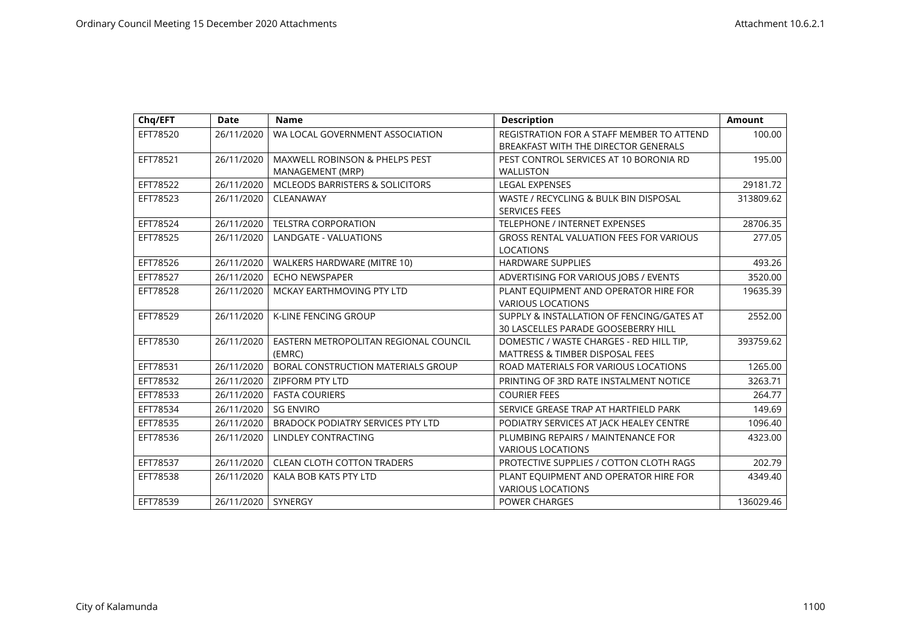| Chq/EFT | Date | Name | Description | Amount |
|---|---|---|---|---|
| EFT78520 | 26/11/2020 | WA LOCAL GOVERNMENT ASSOCIATION | REGISTRATION FOR A STAFF MEMBER TO ATTEND BREAKFAST WITH THE DIRECTOR GENERALS | 100.00 |
| EFT78521 | 26/11/2020 | MAXWELL ROBINSON & PHELPS PEST MANAGEMENT (MRP) | PEST CONTROL SERVICES AT 10 BORONIA RD WALLISTON | 195.00 |
| EFT78522 | 26/11/2020 | MCLEODS BARRISTERS & SOLICITORS | LEGAL EXPENSES | 29181.72 |
| EFT78523 | 26/11/2020 | CLEANAWAY | WASTE / RECYCLING & BULK BIN DISPOSAL SERVICES FEES | 313809.62 |
| EFT78524 | 26/11/2020 | TELSTRA CORPORATION | TELEPHONE / INTERNET EXPENSES | 28706.35 |
| EFT78525 | 26/11/2020 | LANDGATE - VALUATIONS | GROSS RENTAL VALUATION FEES FOR VARIOUS LOCATIONS | 277.05 |
| EFT78526 | 26/11/2020 | WALKERS HARDWARE (MITRE 10) | HARDWARE SUPPLIES | 493.26 |
| EFT78527 | 26/11/2020 | ECHO NEWSPAPER | ADVERTISING FOR VARIOUS JOBS / EVENTS | 3520.00 |
| EFT78528 | 26/11/2020 | MCKAY EARTHMOVING PTY LTD | PLANT EQUIPMENT AND OPERATOR HIRE FOR VARIOUS LOCATIONS | 19635.39 |
| EFT78529 | 26/11/2020 | K-LINE FENCING GROUP | SUPPLY & INSTALLATION OF FENCING/GATES AT 30 LASCELLES PARADE GOOSEBERRY HILL | 2552.00 |
| EFT78530 | 26/11/2020 | EASTERN METROPOLITAN REGIONAL COUNCIL (EMRC) | DOMESTIC / WASTE CHARGES - RED HILL TIP, MATTRESS & TIMBER DISPOSAL FEES | 393759.62 |
| EFT78531 | 26/11/2020 | BORAL CONSTRUCTION MATERIALS GROUP | ROAD MATERIALS FOR VARIOUS LOCATIONS | 1265.00 |
| EFT78532 | 26/11/2020 | ZIPFORM PTY LTD | PRINTING OF 3RD RATE INSTALMENT NOTICE | 3263.71 |
| EFT78533 | 26/11/2020 | FASTA COURIERS | COURIER FEES | 264.77 |
| EFT78534 | 26/11/2020 | SG ENVIRO | SERVICE GREASE TRAP AT HARTFIELD PARK | 149.69 |
| EFT78535 | 26/11/2020 | BRADOCK PODIATRY SERVICES PTY LTD | PODIATRY SERVICES AT JACK HEALEY CENTRE | 1096.40 |
| EFT78536 | 26/11/2020 | LINDLEY CONTRACTING | PLUMBING REPAIRS / MAINTENANCE FOR VARIOUS LOCATIONS | 4323.00 |
| EFT78537 | 26/11/2020 | CLEAN CLOTH COTTON TRADERS | PROTECTIVE SUPPLIES / COTTON CLOTH RAGS | 202.79 |
| EFT78538 | 26/11/2020 | KALA BOB KATS PTY LTD | PLANT EQUIPMENT AND OPERATOR HIRE FOR VARIOUS LOCATIONS | 4349.40 |
| EFT78539 | 26/11/2020 | SYNERGY | POWER CHARGES | 136029.46 |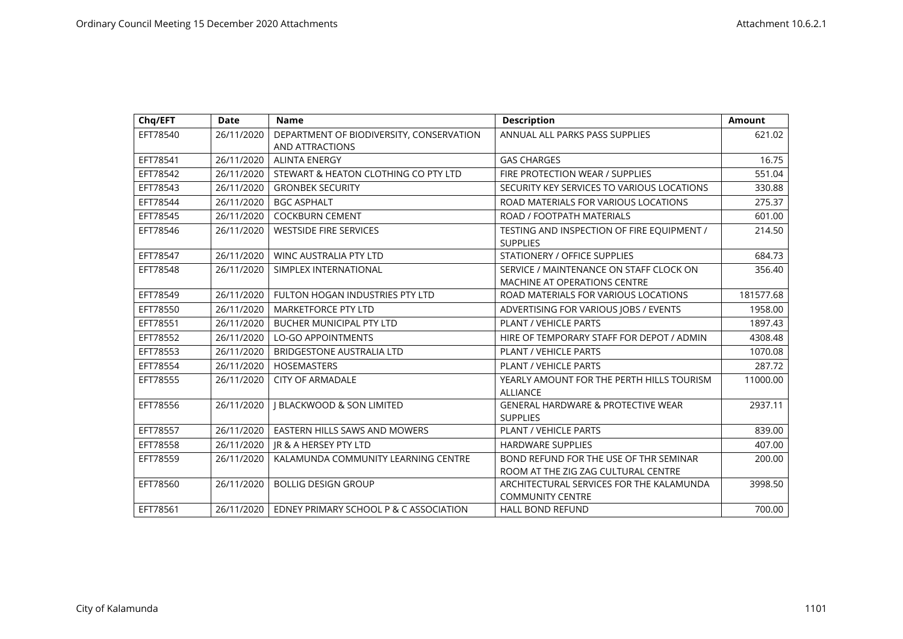| Chq/EFT | Date | Name | Description | Amount |
|---|---|---|---|---|
| EFT78540 | 26/11/2020 | DEPARTMENT OF BIODIVERSITY, CONSERVATION AND ATTRACTIONS | ANNUAL ALL PARKS PASS SUPPLIES | 621.02 |
| EFT78541 | 26/11/2020 | ALINTA ENERGY | GAS CHARGES | 16.75 |
| EFT78542 | 26/11/2020 | STEWART & HEATON CLOTHING CO PTY LTD | FIRE PROTECTION WEAR / SUPPLIES | 551.04 |
| EFT78543 | 26/11/2020 | GRONBEK SECURITY | SECURITY KEY SERVICES TO VARIOUS LOCATIONS | 330.88 |
| EFT78544 | 26/11/2020 | BGC ASPHALT | ROAD MATERIALS FOR VARIOUS LOCATIONS | 275.37 |
| EFT78545 | 26/11/2020 | COCKBURN CEMENT | ROAD / FOOTPATH MATERIALS | 601.00 |
| EFT78546 | 26/11/2020 | WESTSIDE FIRE SERVICES | TESTING AND INSPECTION OF FIRE EQUIPMENT / SUPPLIES | 214.50 |
| EFT78547 | 26/11/2020 | WINC AUSTRALIA PTY LTD | STATIONERY / OFFICE SUPPLIES | 684.73 |
| EFT78548 | 26/11/2020 | SIMPLEX INTERNATIONAL | SERVICE / MAINTENANCE ON STAFF CLOCK ON MACHINE AT OPERATIONS CENTRE | 356.40 |
| EFT78549 | 26/11/2020 | FULTON HOGAN INDUSTRIES PTY LTD | ROAD MATERIALS FOR VARIOUS LOCATIONS | 181577.68 |
| EFT78550 | 26/11/2020 | MARKETFORCE PTY LTD | ADVERTISING FOR VARIOUS JOBS / EVENTS | 1958.00 |
| EFT78551 | 26/11/2020 | BUCHER MUNICIPAL PTY LTD | PLANT / VEHICLE PARTS | 1897.43 |
| EFT78552 | 26/11/2020 | LO-GO APPOINTMENTS | HIRE OF TEMPORARY STAFF FOR DEPOT / ADMIN | 4308.48 |
| EFT78553 | 26/11/2020 | BRIDGESTONE AUSTRALIA LTD | PLANT / VEHICLE PARTS | 1070.08 |
| EFT78554 | 26/11/2020 | HOSEMASTERS | PLANT / VEHICLE PARTS | 287.72 |
| EFT78555 | 26/11/2020 | CITY OF ARMADALE | YEARLY AMOUNT FOR THE PERTH HILLS TOURISM ALLIANCE | 11000.00 |
| EFT78556 | 26/11/2020 | J BLACKWOOD & SON LIMITED | GENERAL HARDWARE & PROTECTIVE WEAR SUPPLIES | 2937.11 |
| EFT78557 | 26/11/2020 | EASTERN HILLS SAWS AND MOWERS | PLANT / VEHICLE PARTS | 839.00 |
| EFT78558 | 26/11/2020 | JR & A HERSEY PTY LTD | HARDWARE SUPPLIES | 407.00 |
| EFT78559 | 26/11/2020 | KALAMUNDA COMMUNITY LEARNING CENTRE | BOND REFUND FOR THE USE OF THR SEMINAR ROOM AT THE ZIG ZAG CULTURAL CENTRE | 200.00 |
| EFT78560 | 26/11/2020 | BOLLIG DESIGN GROUP | ARCHITECTURAL SERVICES FOR THE KALAMUNDA COMMUNITY CENTRE | 3998.50 |
| EFT78561 | 26/11/2020 | EDNEY PRIMARY SCHOOL P & C ASSOCIATION | HALL BOND REFUND | 700.00 |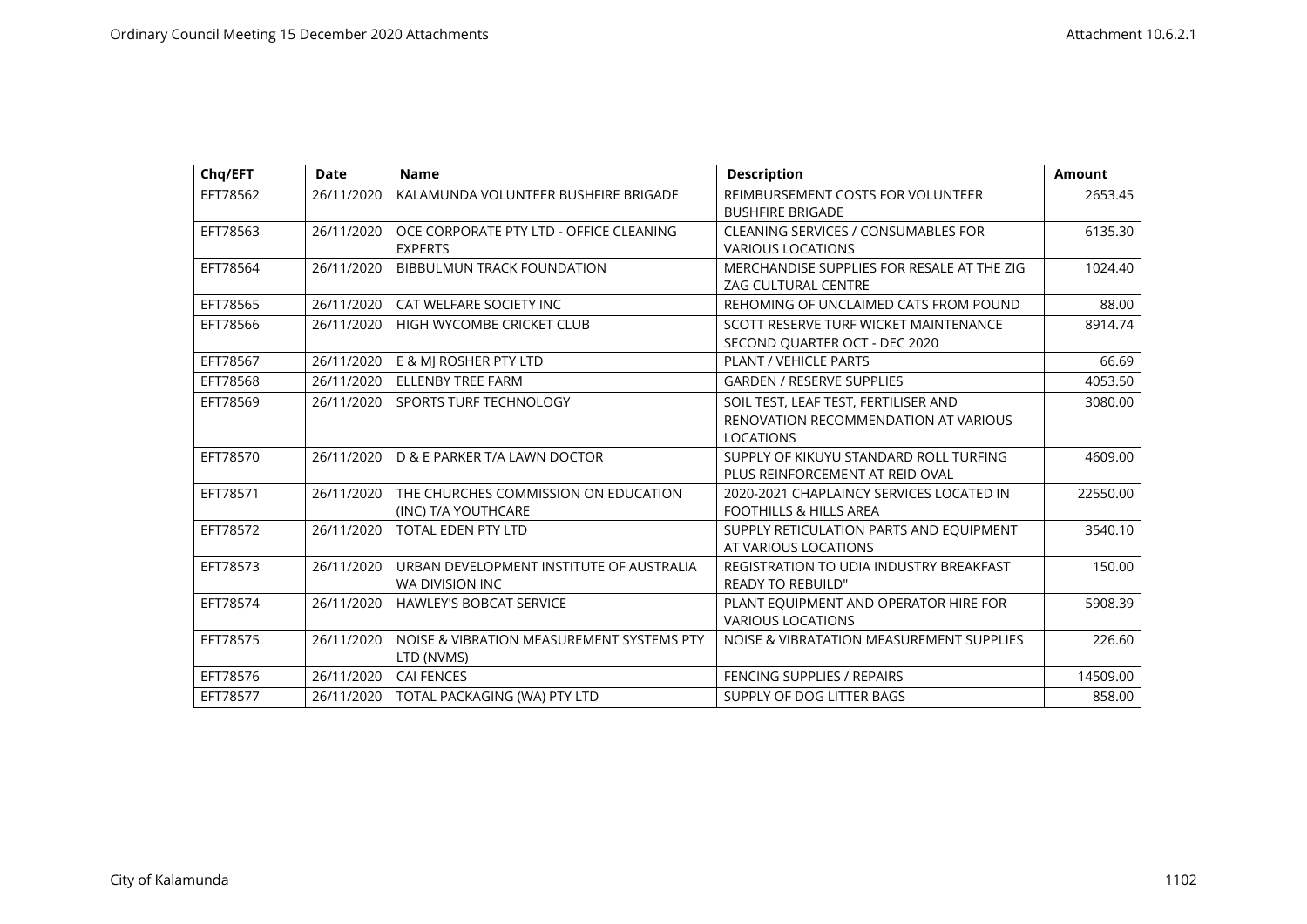| Chq/EFT | Date | Name | Description | Amount |
| --- | --- | --- | --- | --- |
| EFT78562 | 26/11/2020 | KALAMUNDA VOLUNTEER BUSHFIRE BRIGADE | REIMBURSEMENT COSTS FOR VOLUNTEER BUSHFIRE BRIGADE | 2653.45 |
| EFT78563 | 26/11/2020 | OCE CORPORATE PTY LTD - OFFICE CLEANING EXPERTS | CLEANING SERVICES / CONSUMABLES FOR VARIOUS LOCATIONS | 6135.30 |
| EFT78564 | 26/11/2020 | BIBBULMUN TRACK FOUNDATION | MERCHANDISE SUPPLIES FOR RESALE AT THE ZIG ZAG CULTURAL CENTRE | 1024.40 |
| EFT78565 | 26/11/2020 | CAT WELFARE SOCIETY INC | REHOMING OF UNCLAIMED CATS FROM POUND | 88.00 |
| EFT78566 | 26/11/2020 | HIGH WYCOMBE CRICKET CLUB | SCOTT RESERVE TURF WICKET MAINTENANCE SECOND QUARTER OCT - DEC 2020 | 8914.74 |
| EFT78567 | 26/11/2020 | E & MJ ROSHER PTY LTD | PLANT / VEHICLE PARTS | 66.69 |
| EFT78568 | 26/11/2020 | ELLENBY TREE FARM | GARDEN / RESERVE SUPPLIES | 4053.50 |
| EFT78569 | 26/11/2020 | SPORTS TURF TECHNOLOGY | SOIL TEST, LEAF TEST, FERTILISER AND RENOVATION RECOMMENDATION AT VARIOUS LOCATIONS | 3080.00 |
| EFT78570 | 26/11/2020 | D & E PARKER T/A LAWN DOCTOR | SUPPLY OF KIKUYU STANDARD ROLL TURFING PLUS REINFORCEMENT AT REID OVAL | 4609.00 |
| EFT78571 | 26/11/2020 | THE CHURCHES COMMISSION ON EDUCATION (INC) T/A YOUTHCARE | 2020-2021 CHAPLAINCY SERVICES LOCATED IN FOOTHILLS & HILLS AREA | 22550.00 |
| EFT78572 | 26/11/2020 | TOTAL EDEN PTY LTD | SUPPLY RETICULATION PARTS AND EQUIPMENT AT VARIOUS LOCATIONS | 3540.10 |
| EFT78573 | 26/11/2020 | URBAN DEVELOPMENT INSTITUTE OF AUSTRALIA WA DIVISION INC | REGISTRATION TO UDIA INDUSTRY BREAKFAST READY TO REBUILD" | 150.00 |
| EFT78574 | 26/11/2020 | HAWLEY'S BOBCAT SERVICE | PLANT EQUIPMENT AND OPERATOR HIRE FOR VARIOUS LOCATIONS | 5908.39 |
| EFT78575 | 26/11/2020 | NOISE & VIBRATION MEASUREMENT SYSTEMS PTY LTD (NVMS) | NOISE & VIBRATATION MEASUREMENT SUPPLIES | 226.60 |
| EFT78576 | 26/11/2020 | CAI FENCES | FENCING SUPPLIES / REPAIRS | 14509.00 |
| EFT78577 | 26/11/2020 | TOTAL PACKAGING (WA) PTY LTD | SUPPLY OF DOG LITTER BAGS | 858.00 |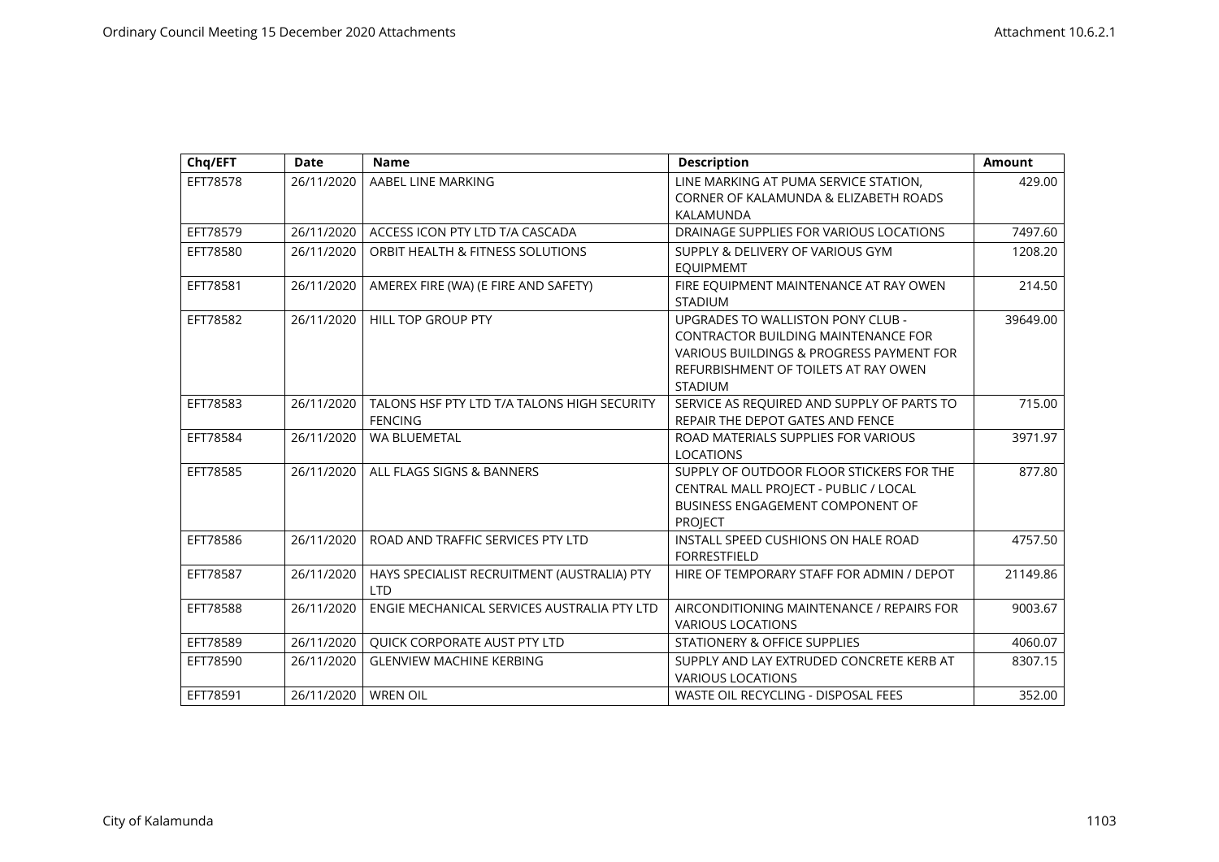| Chq/EFT | Date | Name | Description | Amount |
|---|---|---|---|---|
| EFT78578 | 26/11/2020 | AABEL LINE MARKING | LINE MARKING AT PUMA SERVICE STATION, CORNER OF KALAMUNDA & ELIZABETH ROADS KALAMUNDA | 429.00 |
| EFT78579 | 26/11/2020 | ACCESS ICON PTY LTD T/A CASCADA | DRAINAGE SUPPLIES FOR VARIOUS LOCATIONS | 7497.60 |
| EFT78580 | 26/11/2020 | ORBIT HEALTH & FITNESS SOLUTIONS | SUPPLY & DELIVERY OF VARIOUS GYM EQUIPMEMT | 1208.20 |
| EFT78581 | 26/11/2020 | AMEREX FIRE (WA) (E FIRE AND SAFETY) | FIRE EQUIPMENT MAINTENANCE AT RAY OWEN STADIUM | 214.50 |
| EFT78582 | 26/11/2020 | HILL TOP GROUP PTY | UPGRADES TO WALLISTON PONY CLUB - CONTRACTOR BUILDING MAINTENANCE FOR VARIOUS BUILDINGS & PROGRESS PAYMENT FOR REFURBISHMENT OF TOILETS AT RAY OWEN STADIUM | 39649.00 |
| EFT78583 | 26/11/2020 | TALONS HSF PTY LTD T/A TALONS HIGH SECURITY FENCING | SERVICE AS REQUIRED AND SUPPLY OF PARTS TO REPAIR THE DEPOT GATES AND FENCE | 715.00 |
| EFT78584 | 26/11/2020 | WA BLUEMETAL | ROAD MATERIALS SUPPLIES FOR VARIOUS LOCATIONS | 3971.97 |
| EFT78585 | 26/11/2020 | ALL FLAGS SIGNS & BANNERS | SUPPLY OF OUTDOOR FLOOR STICKERS FOR THE CENTRAL MALL PROJECT - PUBLIC / LOCAL BUSINESS ENGAGEMENT COMPONENT OF PROJECT | 877.80 |
| EFT78586 | 26/11/2020 | ROAD AND TRAFFIC SERVICES PTY LTD | INSTALL SPEED CUSHIONS ON HALE ROAD FORRESTFIELD | 4757.50 |
| EFT78587 | 26/11/2020 | HAYS SPECIALIST RECRUITMENT (AUSTRALIA) PTY LTD | HIRE OF TEMPORARY STAFF FOR ADMIN / DEPOT | 21149.86 |
| EFT78588 | 26/11/2020 | ENGIE MECHANICAL SERVICES AUSTRALIA PTY LTD | AIRCONDITIONING MAINTENANCE / REPAIRS FOR VARIOUS LOCATIONS | 9003.67 |
| EFT78589 | 26/11/2020 | QUICK CORPORATE AUST PTY LTD | STATIONERY & OFFICE SUPPLIES | 4060.07 |
| EFT78590 | 26/11/2020 | GLENVIEW MACHINE KERBING | SUPPLY AND LAY EXTRUDED CONCRETE KERB AT VARIOUS LOCATIONS | 8307.15 |
| EFT78591 | 26/11/2020 | WREN OIL | WASTE OIL RECYCLING - DISPOSAL FEES | 352.00 |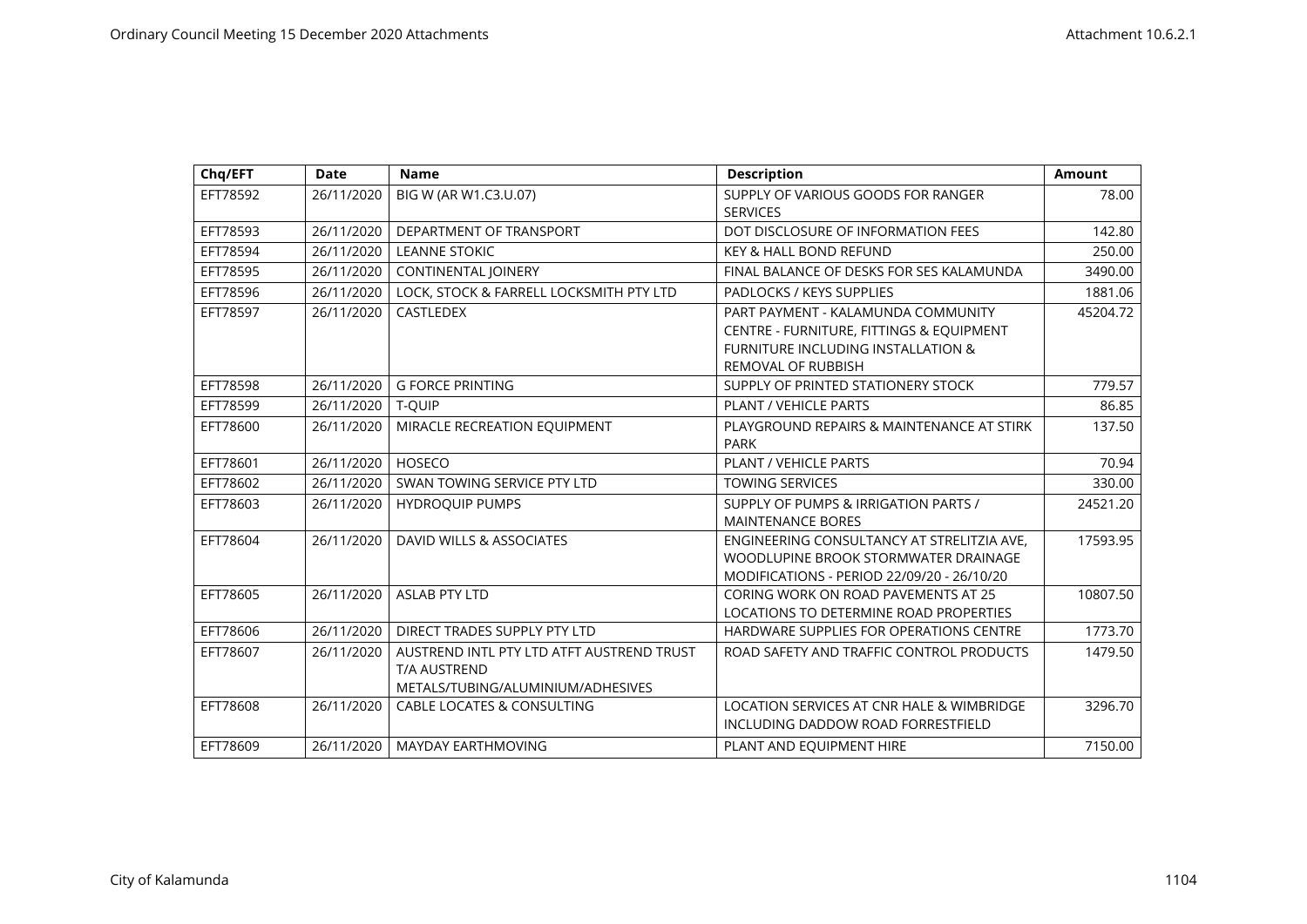| Chq/EFT | Date | Name | Description | Amount |
|---|---|---|---|---|
| EFT78592 | 26/11/2020 | BIG W (AR W1.C3.U.07) | SUPPLY OF VARIOUS GOODS FOR RANGER SERVICES | 78.00 |
| EFT78593 | 26/11/2020 | DEPARTMENT OF TRANSPORT | DOT DISCLOSURE OF INFORMATION FEES | 142.80 |
| EFT78594 | 26/11/2020 | LEANNE STOKIC | KEY & HALL BOND REFUND | 250.00 |
| EFT78595 | 26/11/2020 | CONTINENTAL JOINERY | FINAL BALANCE OF DESKS FOR SES KALAMUNDA | 3490.00 |
| EFT78596 | 26/11/2020 | LOCK, STOCK & FARRELL LOCKSMITH PTY LTD | PADLOCKS / KEYS SUPPLIES | 1881.06 |
| EFT78597 | 26/11/2020 | CASTLEDEX | PART PAYMENT - KALAMUNDA COMMUNITY CENTRE - FURNITURE, FITTINGS & EQUIPMENT FURNITURE INCLUDING INSTALLATION & REMOVAL OF RUBBISH | 45204.72 |
| EFT78598 | 26/11/2020 | G FORCE PRINTING | SUPPLY OF PRINTED STATIONERY STOCK | 779.57 |
| EFT78599 | 26/11/2020 | T-QUIP | PLANT / VEHICLE PARTS | 86.85 |
| EFT78600 | 26/11/2020 | MIRACLE RECREATION EQUIPMENT | PLAYGROUND REPAIRS & MAINTENANCE AT STIRK PARK | 137.50 |
| EFT78601 | 26/11/2020 | HOSECO | PLANT / VEHICLE PARTS | 70.94 |
| EFT78602 | 26/11/2020 | SWAN TOWING SERVICE PTY LTD | TOWING SERVICES | 330.00 |
| EFT78603 | 26/11/2020 | HYDROQUIP PUMPS | SUPPLY OF PUMPS & IRRIGATION PARTS / MAINTENANCE BORES | 24521.20 |
| EFT78604 | 26/11/2020 | DAVID WILLS & ASSOCIATES | ENGINEERING CONSULTANCY AT STRELITZIA AVE, WOODLUPINE BROOK STORMWATER DRAINAGE MODIFICATIONS - PERIOD 22/09/20 - 26/10/20 | 17593.95 |
| EFT78605 | 26/11/2020 | ASLAB PTY LTD | CORING WORK ON ROAD PAVEMENTS AT 25 LOCATIONS TO DETERMINE ROAD PROPERTIES | 10807.50 |
| EFT78606 | 26/11/2020 | DIRECT TRADES SUPPLY PTY LTD | HARDWARE SUPPLIES FOR OPERATIONS CENTRE | 1773.70 |
| EFT78607 | 26/11/2020 | AUSTREND INTL PTY LTD ATFT AUSTREND TRUST T/A AUSTREND METALS/TUBING/ALUMINIUM/ADHESIVES | ROAD SAFETY AND TRAFFIC CONTROL PRODUCTS | 1479.50 |
| EFT78608 | 26/11/2020 | CABLE LOCATES & CONSULTING | LOCATION SERVICES AT CNR HALE & WIMBRIDGE INCLUDING DADDOW ROAD FORRESTFIELD | 3296.70 |
| EFT78609 | 26/11/2020 | MAYDAY EARTHMOVING | PLANT AND EQUIPMENT HIRE | 7150.00 |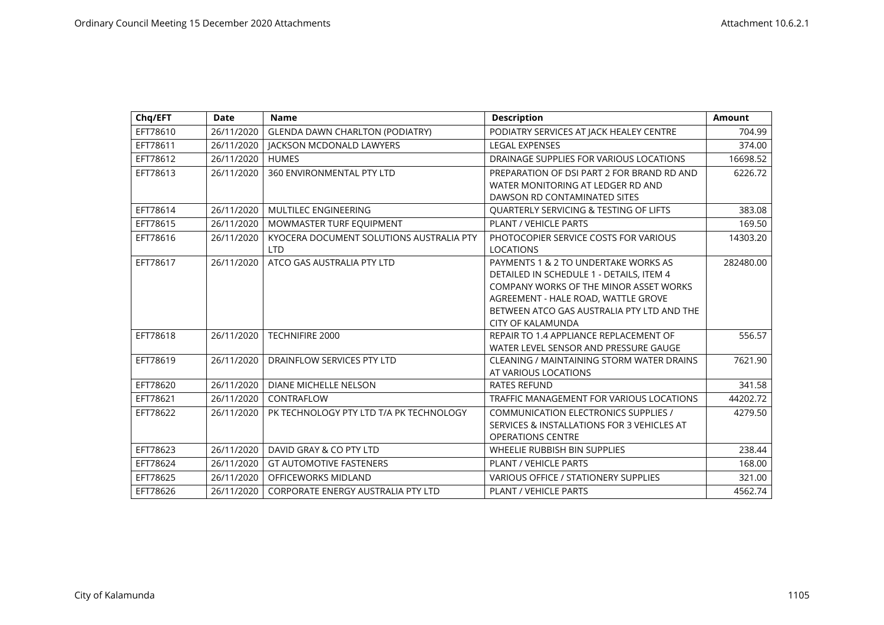| Chq/EFT | Date | Name | Description | Amount |
|---|---|---|---|---|
| EFT78610 | 26/11/2020 | GLENDA DAWN CHARLTON (PODIATRY) | PODIATRY SERVICES AT JACK HEALEY CENTRE | 704.99 |
| EFT78611 | 26/11/2020 | JACKSON MCDONALD LAWYERS | LEGAL EXPENSES | 374.00 |
| EFT78612 | 26/11/2020 | HUMES | DRAINAGE SUPPLIES FOR VARIOUS LOCATIONS | 16698.52 |
| EFT78613 | 26/11/2020 | 360 ENVIRONMENTAL PTY LTD | PREPARATION OF DSI PART 2 FOR BRAND RD AND WATER MONITORING AT LEDGER RD AND DAWSON RD CONTAMINATED SITES | 6226.72 |
| EFT78614 | 26/11/2020 | MULTILEC ENGINEERING | QUARTERLY SERVICING & TESTING OF LIFTS | 383.08 |
| EFT78615 | 26/11/2020 | MOWMASTER TURF EQUIPMENT | PLANT / VEHICLE PARTS | 169.50 |
| EFT78616 | 26/11/2020 | KYOCERA DOCUMENT SOLUTIONS AUSTRALIA PTY LTD | PHOTOCOPIER SERVICE COSTS FOR VARIOUS LOCATIONS | 14303.20 |
| EFT78617 | 26/11/2020 | ATCO GAS AUSTRALIA PTY LTD | PAYMENTS 1 & 2 TO UNDERTAKE WORKS AS DETAILED IN SCHEDULE 1 - DETAILS, ITEM 4 COMPANY WORKS OF THE MINOR ASSET WORKS AGREEMENT - HALE ROAD, WATTLE GROVE BETWEEN ATCO GAS AUSTRALIA PTY LTD AND THE CITY OF KALAMUNDA | 282480.00 |
| EFT78618 | 26/11/2020 | TECHNIFIRE 2000 | REPAIR TO 1.4 APPLIANCE REPLACEMENT OF WATER LEVEL SENSOR AND PRESSURE GAUGE | 556.57 |
| EFT78619 | 26/11/2020 | DRAINFLOW SERVICES PTY LTD | CLEANING / MAINTAINING STORM WATER DRAINS AT VARIOUS LOCATIONS | 7621.90 |
| EFT78620 | 26/11/2020 | DIANE MICHELLE NELSON | RATES REFUND | 341.58 |
| EFT78621 | 26/11/2020 | CONTRAFLOW | TRAFFIC MANAGEMENT FOR VARIOUS LOCATIONS | 44202.72 |
| EFT78622 | 26/11/2020 | PK TECHNOLOGY PTY LTD T/A PK TECHNOLOGY | COMMUNICATION ELECTRONICS SUPPLIES / SERVICES & INSTALLATIONS FOR 3 VEHICLES AT OPERATIONS CENTRE | 4279.50 |
| EFT78623 | 26/11/2020 | DAVID GRAY & CO PTY LTD | WHEELIE RUBBISH BIN SUPPLIES | 238.44 |
| EFT78624 | 26/11/2020 | GT AUTOMOTIVE FASTENERS | PLANT / VEHICLE PARTS | 168.00 |
| EFT78625 | 26/11/2020 | OFFICEWORKS MIDLAND | VARIOUS OFFICE / STATIONERY SUPPLIES | 321.00 |
| EFT78626 | 26/11/2020 | CORPORATE ENERGY AUSTRALIA PTY LTD | PLANT / VEHICLE PARTS | 4562.74 |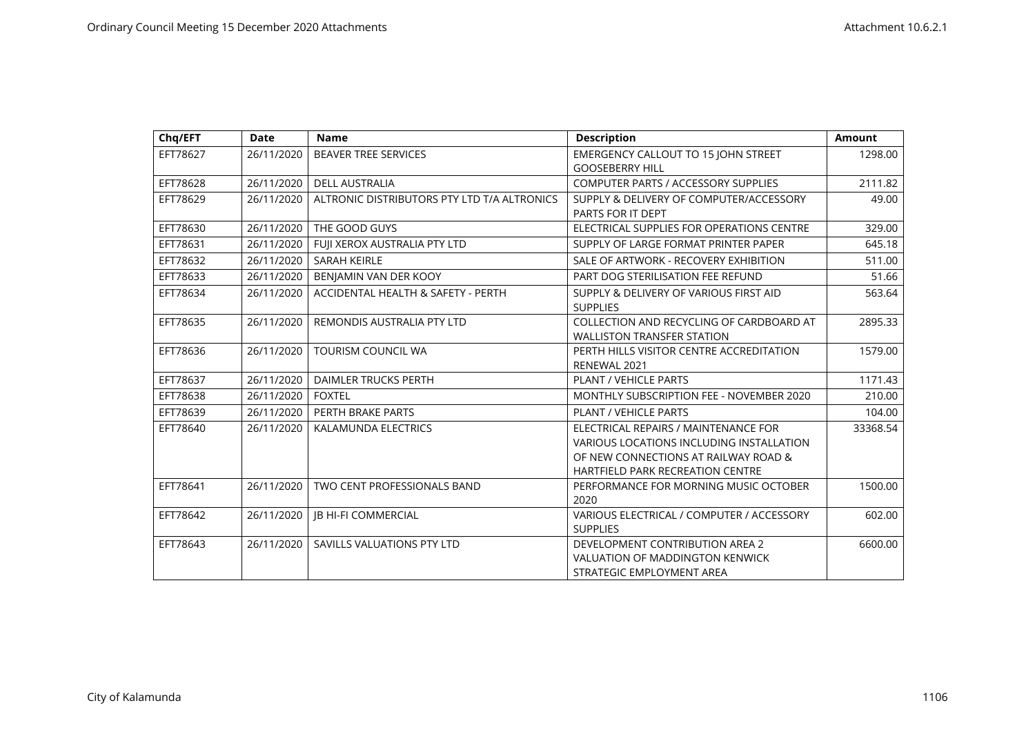| Chq/EFT | Date | Name | Description | Amount |
|---|---|---|---|---|
| EFT78627 | 26/11/2020 | BEAVER TREE SERVICES | EMERGENCY CALLOUT TO 15 JOHN STREET GOOSEBERRY HILL | 1298.00 |
| EFT78628 | 26/11/2020 | DELL AUSTRALIA | COMPUTER PARTS / ACCESSORY SUPPLIES | 2111.82 |
| EFT78629 | 26/11/2020 | ALTRONIC DISTRIBUTORS PTY LTD T/A ALTRONICS | SUPPLY & DELIVERY OF COMPUTER/ACCESSORY PARTS FOR IT DEPT | 49.00 |
| EFT78630 | 26/11/2020 | THE GOOD GUYS | ELECTRICAL SUPPLIES FOR OPERATIONS CENTRE | 329.00 |
| EFT78631 | 26/11/2020 | FUJI XEROX AUSTRALIA PTY LTD | SUPPLY OF LARGE FORMAT PRINTER PAPER | 645.18 |
| EFT78632 | 26/11/2020 | SARAH KEIRLE | SALE OF ARTWORK - RECOVERY EXHIBITION | 511.00 |
| EFT78633 | 26/11/2020 | BENJAMIN VAN DER KOOY | PART DOG STERILISATION FEE REFUND | 51.66 |
| EFT78634 | 26/11/2020 | ACCIDENTAL HEALTH & SAFETY - PERTH | SUPPLY & DELIVERY OF VARIOUS FIRST AID SUPPLIES | 563.64 |
| EFT78635 | 26/11/2020 | REMONDIS AUSTRALIA PTY LTD | COLLECTION AND RECYCLING OF CARDBOARD AT WALLISTON TRANSFER STATION | 2895.33 |
| EFT78636 | 26/11/2020 | TOURISM COUNCIL WA | PERTH HILLS VISITOR CENTRE ACCREDITATION RENEWAL 2021 | 1579.00 |
| EFT78637 | 26/11/2020 | DAIMLER TRUCKS PERTH | PLANT / VEHICLE PARTS | 1171.43 |
| EFT78638 | 26/11/2020 | FOXTEL | MONTHLY SUBSCRIPTION FEE - NOVEMBER 2020 | 210.00 |
| EFT78639 | 26/11/2020 | PERTH BRAKE PARTS | PLANT / VEHICLE PARTS | 104.00 |
| EFT78640 | 26/11/2020 | KALAMUNDA ELECTRICS | ELECTRICAL REPAIRS / MAINTENANCE FOR VARIOUS LOCATIONS INCLUDING INSTALLATION OF NEW CONNECTIONS AT RAILWAY ROAD & HARTFIELD PARK RECREATION CENTRE | 33368.54 |
| EFT78641 | 26/11/2020 | TWO CENT PROFESSIONALS BAND | PERFORMANCE FOR MORNING MUSIC OCTOBER 2020 | 1500.00 |
| EFT78642 | 26/11/2020 | JB HI-FI COMMERCIAL | VARIOUS ELECTRICAL / COMPUTER / ACCESSORY SUPPLIES | 602.00 |
| EFT78643 | 26/11/2020 | SAVILLS VALUATIONS PTY LTD | DEVELOPMENT CONTRIBUTION AREA 2 VALUATION OF MADDINGTON KENWICK STRATEGIC EMPLOYMENT AREA | 6600.00 |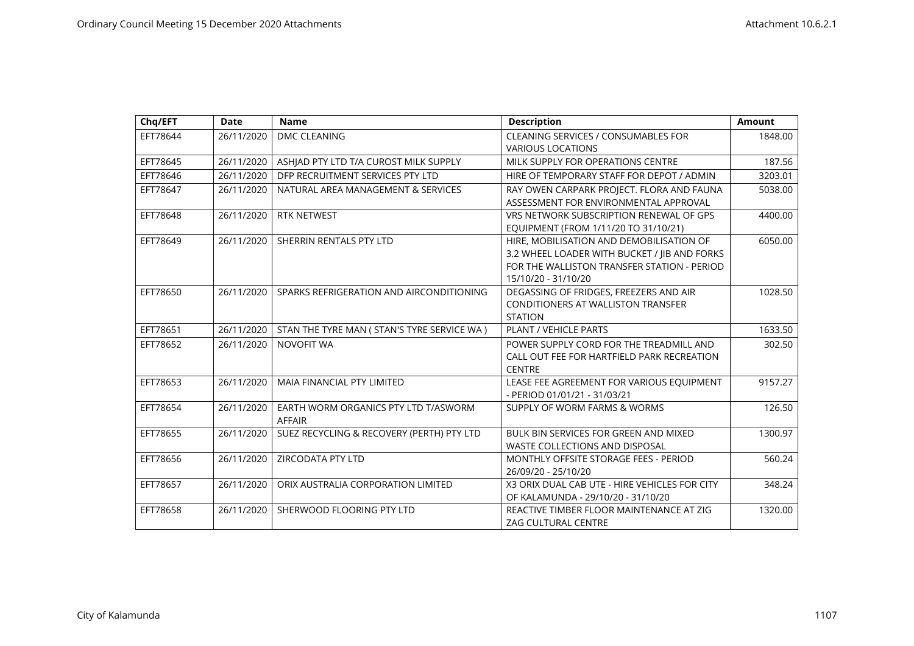| Chq/EFT | Date | Name | Description | Amount |
|---|---|---|---|---|
| EFT78644 | 26/11/2020 | DMC CLEANING | CLEANING SERVICES / CONSUMABLES FOR VARIOUS LOCATIONS | 1848.00 |
| EFT78645 | 26/11/2020 | ASHJAD PTY LTD T/A CUROST MILK SUPPLY | MILK SUPPLY FOR OPERATIONS CENTRE | 187.56 |
| EFT78646 | 26/11/2020 | DFP RECRUITMENT SERVICES PTY LTD | HIRE OF TEMPORARY STAFF FOR DEPOT / ADMIN | 3203.01 |
| EFT78647 | 26/11/2020 | NATURAL AREA MANAGEMENT & SERVICES | RAY OWEN CARPARK PROJECT. FLORA AND FAUNA ASSESSMENT FOR ENVIRONMENTAL APPROVAL | 5038.00 |
| EFT78648 | 26/11/2020 | RTK NETWEST | VRS NETWORK SUBSCRIPTION RENEWAL OF GPS EQUIPMENT (FROM 1/11/20 TO 31/10/21) | 4400.00 |
| EFT78649 | 26/11/2020 | SHERRIN RENTALS PTY LTD | HIRE, MOBILISATION AND DEMOBILISATION OF 3.2 WHEEL LOADER WITH BUCKET / JIB AND FORKS FOR THE WALLISTON TRANSFER STATION - PERIOD 15/10/20 - 31/10/20 | 6050.00 |
| EFT78650 | 26/11/2020 | SPARKS REFRIGERATION AND AIRCONDITIONING | DEGASSING OF FRIDGES, FREEZERS AND AIR CONDITIONERS AT WALLISTON TRANSFER STATION | 1028.50 |
| EFT78651 | 26/11/2020 | STAN THE TYRE MAN ( STAN'S TYRE SERVICE WA ) | PLANT / VEHICLE PARTS | 1633.50 |
| EFT78652 | 26/11/2020 | NOVOFIT WA | POWER SUPPLY CORD FOR THE TREADMILL AND CALL OUT FEE FOR HARTFIELD PARK RECREATION CENTRE | 302.50 |
| EFT78653 | 26/11/2020 | MAIA FINANCIAL PTY LIMITED | LEASE FEE AGREEMENT FOR VARIOUS EQUIPMENT - PERIOD 01/01/21 - 31/03/21 | 9157.27 |
| EFT78654 | 26/11/2020 | EARTH WORM ORGANICS PTY LTD T/ASWORM AFFAIR | SUPPLY OF WORM FARMS & WORMS | 126.50 |
| EFT78655 | 26/11/2020 | SUEZ RECYCLING & RECOVERY (PERTH) PTY LTD | BULK BIN SERVICES FOR GREEN AND MIXED WASTE COLLECTIONS AND DISPOSAL | 1300.97 |
| EFT78656 | 26/11/2020 | ZIRCODATA PTY LTD | MONTHLY OFFSITE STORAGE FEES - PERIOD 26/09/20 - 25/10/20 | 560.24 |
| EFT78657 | 26/11/2020 | ORIX AUSTRALIA CORPORATION LIMITED | X3 ORIX DUAL CAB UTE - HIRE VEHICLES FOR CITY OF KALAMUNDA - 29/10/20 - 31/10/20 | 348.24 |
| EFT78658 | 26/11/2020 | SHERWOOD FLOORING PTY LTD | REACTIVE TIMBER FLOOR MAINTENANCE AT ZIG ZAG CULTURAL CENTRE | 1320.00 |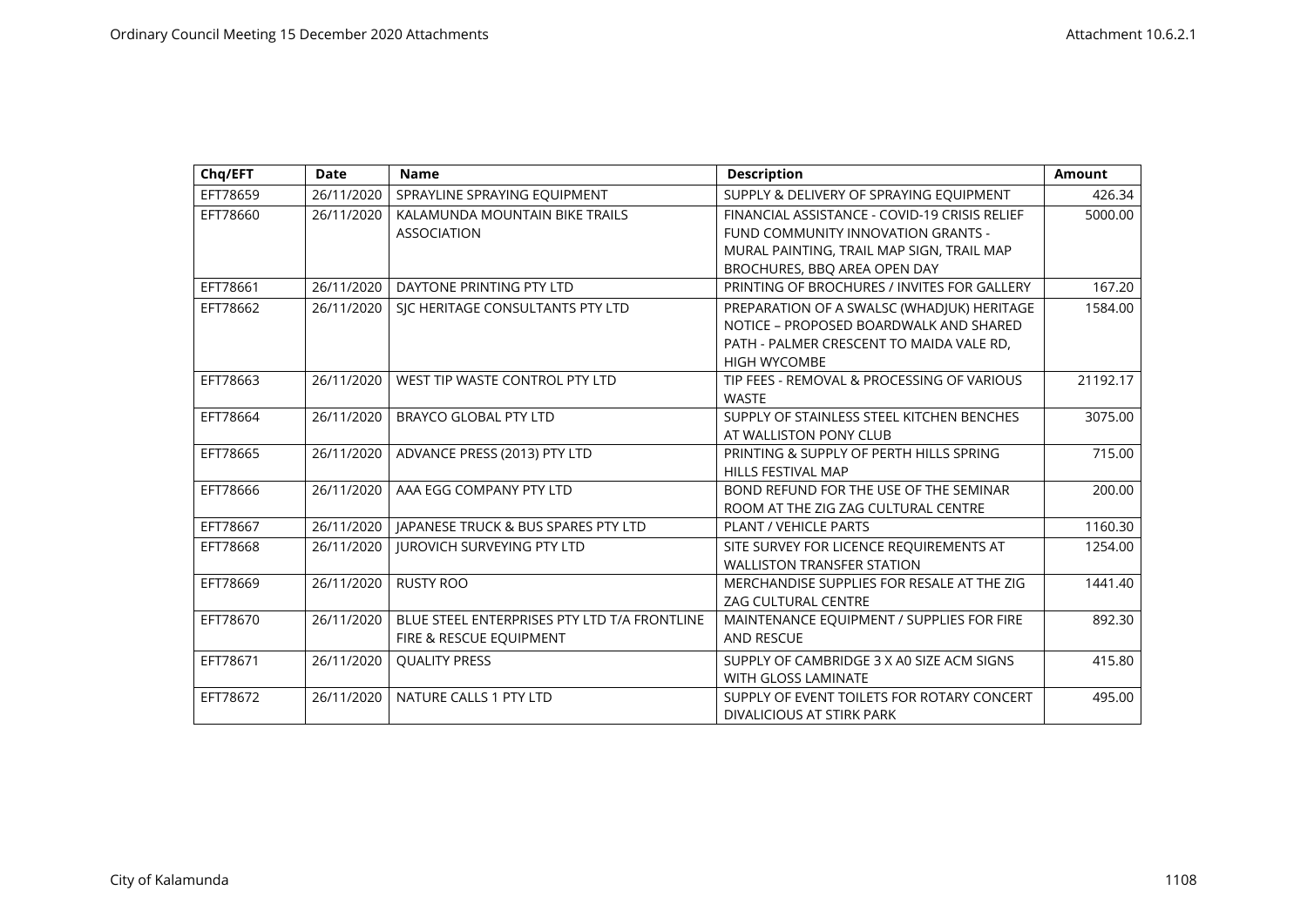| Chq/EFT | Date | Name | Description | Amount |
|---|---|---|---|---|
| EFT78659 | 26/11/2020 | SPRAYLINE SPRAYING EQUIPMENT | SUPPLY & DELIVERY OF SPRAYING EQUIPMENT | 426.34 |
| EFT78660 | 26/11/2020 | KALAMUNDA MOUNTAIN BIKE TRAILS ASSOCIATION | FINANCIAL ASSISTANCE - COVID-19 CRISIS RELIEF FUND COMMUNITY INNOVATION GRANTS - MURAL PAINTING, TRAIL MAP SIGN, TRAIL MAP BROCHURES, BBQ AREA OPEN DAY | 5000.00 |
| EFT78661 | 26/11/2020 | DAYTONE PRINTING PTY LTD | PRINTING OF BROCHURES / INVITES FOR GALLERY | 167.20 |
| EFT78662 | 26/11/2020 | SJC HERITAGE CONSULTANTS PTY LTD | PREPARATION OF A SWALSC (WHADJUK) HERITAGE NOTICE – PROPOSED BOARDWALK AND SHARED PATH - PALMER CRESCENT TO MAIDA VALE RD, HIGH WYCOMBE | 1584.00 |
| EFT78663 | 26/11/2020 | WEST TIP WASTE CONTROL PTY LTD | TIP FEES - REMOVAL & PROCESSING OF VARIOUS WASTE | 21192.17 |
| EFT78664 | 26/11/2020 | BRAYCO GLOBAL PTY LTD | SUPPLY OF STAINLESS STEEL KITCHEN BENCHES AT WALLISTON PONY CLUB | 3075.00 |
| EFT78665 | 26/11/2020 | ADVANCE PRESS (2013) PTY LTD | PRINTING & SUPPLY OF PERTH HILLS SPRING HILLS FESTIVAL MAP | 715.00 |
| EFT78666 | 26/11/2020 | AAA EGG COMPANY PTY LTD | BOND REFUND FOR THE USE OF THE SEMINAR ROOM AT THE ZIG ZAG CULTURAL CENTRE | 200.00 |
| EFT78667 | 26/11/2020 | JAPANESE TRUCK & BUS SPARES PTY LTD | PLANT / VEHICLE PARTS | 1160.30 |
| EFT78668 | 26/11/2020 | JUROVICH SURVEYING PTY LTD | SITE SURVEY FOR LICENCE REQUIREMENTS AT WALLISTON TRANSFER STATION | 1254.00 |
| EFT78669 | 26/11/2020 | RUSTY ROO | MERCHANDISE SUPPLIES FOR RESALE AT THE ZIG ZAG CULTURAL CENTRE | 1441.40 |
| EFT78670 | 26/11/2020 | BLUE STEEL ENTERPRISES PTY LTD T/A FRONTLINE FIRE & RESCUE EQUIPMENT | MAINTENANCE EQUIPMENT / SUPPLIES FOR FIRE AND RESCUE | 892.30 |
| EFT78671 | 26/11/2020 | QUALITY PRESS | SUPPLY OF CAMBRIDGE 3 X A0 SIZE ACM SIGNS WITH GLOSS LAMINATE | 415.80 |
| EFT78672 | 26/11/2020 | NATURE CALLS 1 PTY LTD | SUPPLY OF EVENT TOILETS FOR ROTARY CONCERT DIVALICIOUS AT STIRK PARK | 495.00 |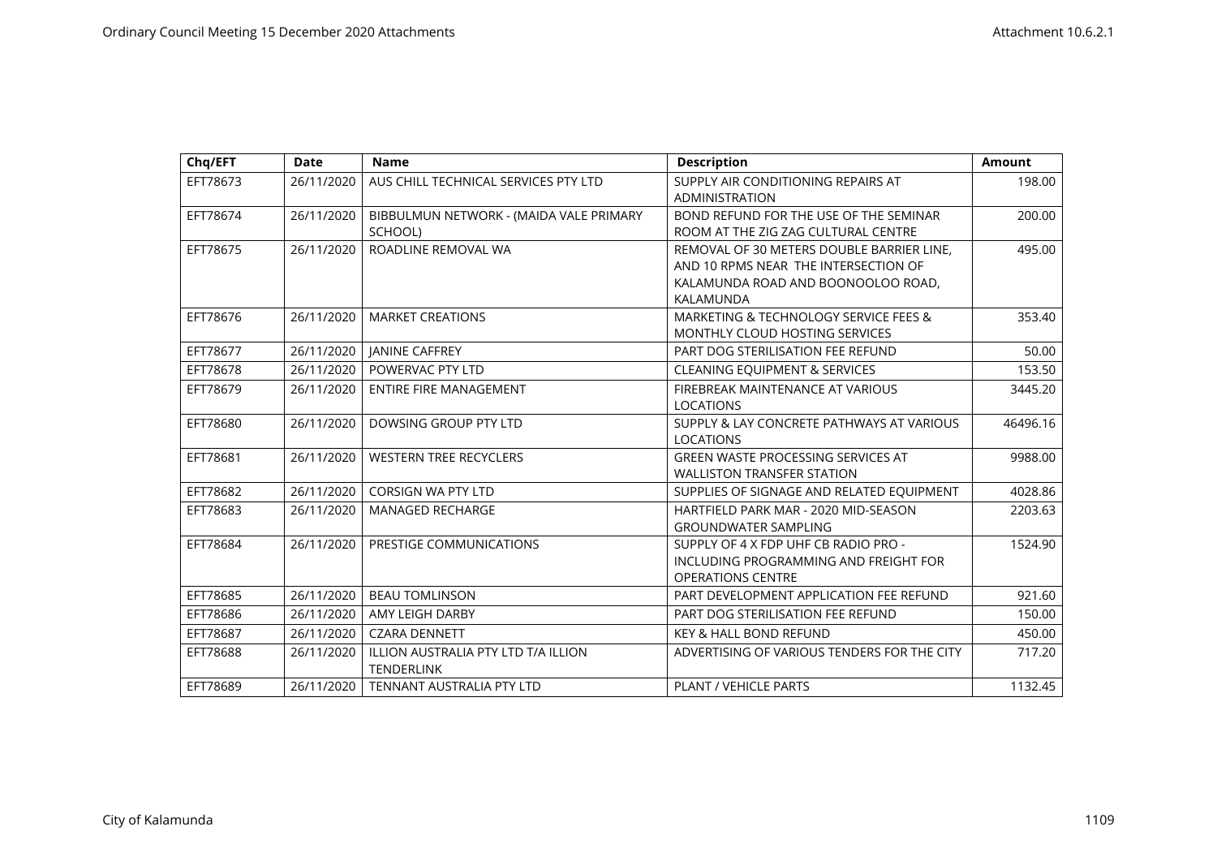| Chq/EFT | Date | Name | Description | Amount |
|---|---|---|---|---|
| EFT78673 | 26/11/2020 | AUS CHILL TECHNICAL SERVICES PTY LTD | SUPPLY AIR CONDITIONING REPAIRS AT ADMINISTRATION | 198.00 |
| EFT78674 | 26/11/2020 | BIBBULMUN NETWORK - (MAIDA VALE PRIMARY SCHOOL) | BOND REFUND FOR THE USE OF THE SEMINAR ROOM AT THE ZIG ZAG CULTURAL CENTRE | 200.00 |
| EFT78675 | 26/11/2020 | ROADLINE REMOVAL WA | REMOVAL OF 30 METERS DOUBLE BARRIER LINE, AND 10 RPMS NEAR THE INTERSECTION OF KALAMUNDA ROAD AND BOONOOLOO ROAD, KALAMUNDA | 495.00 |
| EFT78676 | 26/11/2020 | MARKET CREATIONS | MARKETING & TECHNOLOGY SERVICE FEES & MONTHLY CLOUD HOSTING SERVICES | 353.40 |
| EFT78677 | 26/11/2020 | JANINE CAFFREY | PART DOG STERILISATION FEE REFUND | 50.00 |
| EFT78678 | 26/11/2020 | POWERVAC PTY LTD | CLEANING EQUIPMENT & SERVICES | 153.50 |
| EFT78679 | 26/11/2020 | ENTIRE FIRE MANAGEMENT | FIREBREAK MAINTENANCE AT VARIOUS LOCATIONS | 3445.20 |
| EFT78680 | 26/11/2020 | DOWSING GROUP PTY LTD | SUPPLY & LAY CONCRETE PATHWAYS AT VARIOUS LOCATIONS | 46496.16 |
| EFT78681 | 26/11/2020 | WESTERN TREE RECYCLERS | GREEN WASTE PROCESSING SERVICES AT WALLISTON TRANSFER STATION | 9988.00 |
| EFT78682 | 26/11/2020 | CORSIGN WA PTY LTD | SUPPLIES OF SIGNAGE AND RELATED EQUIPMENT | 4028.86 |
| EFT78683 | 26/11/2020 | MANAGED RECHARGE | HARTFIELD PARK MAR - 2020 MID-SEASON GROUNDWATER SAMPLING | 2203.63 |
| EFT78684 | 26/11/2020 | PRESTIGE COMMUNICATIONS | SUPPLY OF 4 X FDP UHF CB RADIO PRO - INCLUDING PROGRAMMING AND FREIGHT FOR OPERATIONS CENTRE | 1524.90 |
| EFT78685 | 26/11/2020 | BEAU TOMLINSON | PART DEVELOPMENT APPLICATION FEE REFUND | 921.60 |
| EFT78686 | 26/11/2020 | AMY LEIGH DARBY | PART DOG STERILISATION FEE REFUND | 150.00 |
| EFT78687 | 26/11/2020 | CZARA DENNETT | KEY & HALL BOND REFUND | 450.00 |
| EFT78688 | 26/11/2020 | ILLION AUSTRALIA PTY LTD T/A ILLION TENDERLINK | ADVERTISING OF VARIOUS TENDERS FOR THE CITY | 717.20 |
| EFT78689 | 26/11/2020 | TENNANT AUSTRALIA PTY LTD | PLANT / VEHICLE PARTS | 1132.45 |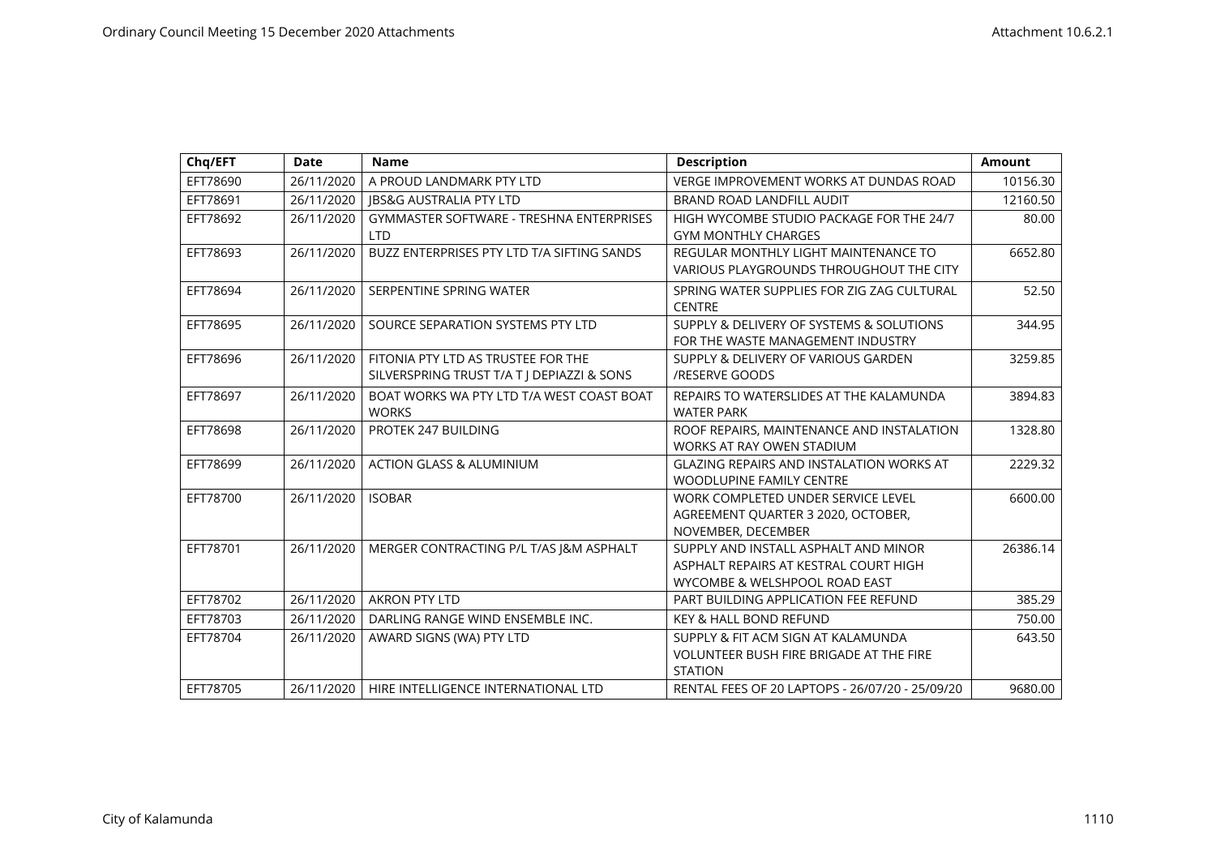| Chq/EFT | Date | Name | Description | Amount |
|---|---|---|---|---|
| EFT78690 | 26/11/2020 | A PROUD LANDMARK PTY LTD | VERGE IMPROVEMENT WORKS AT DUNDAS ROAD | 10156.30 |
| EFT78691 | 26/11/2020 | JBS&G AUSTRALIA PTY LTD | BRAND ROAD LANDFILL AUDIT | 12160.50 |
| EFT78692 | 26/11/2020 | GYMMASTER SOFTWARE - TRESHNA ENTERPRISES LTD | HIGH WYCOMBE STUDIO PACKAGE FOR THE 24/7 GYM MONTHLY CHARGES | 80.00 |
| EFT78693 | 26/11/2020 | BUZZ ENTERPRISES PTY LTD T/A SIFTING SANDS | REGULAR MONTHLY LIGHT MAINTENANCE TO VARIOUS PLAYGROUNDS THROUGHOUT THE CITY | 6652.80 |
| EFT78694 | 26/11/2020 | SERPENTINE SPRING WATER | SPRING WATER SUPPLIES FOR ZIG ZAG CULTURAL CENTRE | 52.50 |
| EFT78695 | 26/11/2020 | SOURCE SEPARATION SYSTEMS PTY LTD | SUPPLY & DELIVERY OF SYSTEMS & SOLUTIONS FOR THE WASTE MANAGEMENT INDUSTRY | 344.95 |
| EFT78696 | 26/11/2020 | FITONIA PTY LTD AS TRUSTEE FOR THE SILVERSPRING TRUST T/A T J DEPIAZZI & SONS | SUPPLY & DELIVERY OF VARIOUS GARDEN /RESERVE GOODS | 3259.85 |
| EFT78697 | 26/11/2020 | BOAT WORKS WA PTY LTD T/A WEST COAST BOAT WORKS | REPAIRS TO WATERSLIDES AT THE KALAMUNDA WATER PARK | 3894.83 |
| EFT78698 | 26/11/2020 | PROTEK 247 BUILDING | ROOF REPAIRS, MAINTENANCE AND INSTALATION WORKS AT RAY OWEN STADIUM | 1328.80 |
| EFT78699 | 26/11/2020 | ACTION GLASS & ALUMINIUM | GLAZING REPAIRS AND INSTALATION WORKS AT WOODLUPINE FAMILY CENTRE | 2229.32 |
| EFT78700 | 26/11/2020 | ISOBAR | WORK COMPLETED UNDER SERVICE LEVEL AGREEMENT QUARTER 3 2020, OCTOBER, NOVEMBER, DECEMBER | 6600.00 |
| EFT78701 | 26/11/2020 | MERGER CONTRACTING P/L T/AS J&M ASPHALT | SUPPLY AND INSTALL ASPHALT AND MINOR ASPHALT REPAIRS AT KESTRAL COURT HIGH WYCOMBE & WELSHPOOL ROAD EAST | 26386.14 |
| EFT78702 | 26/11/2020 | AKRON PTY LTD | PART BUILDING APPLICATION FEE REFUND | 385.29 |
| EFT78703 | 26/11/2020 | DARLING RANGE WIND ENSEMBLE INC. | KEY & HALL BOND REFUND | 750.00 |
| EFT78704 | 26/11/2020 | AWARD SIGNS (WA) PTY LTD | SUPPLY & FIT ACM SIGN AT KALAMUNDA VOLUNTEER BUSH FIRE BRIGADE AT THE FIRE STATION | 643.50 |
| EFT78705 | 26/11/2020 | HIRE INTELLIGENCE INTERNATIONAL LTD | RENTAL FEES OF 20 LAPTOPS - 26/07/20 - 25/09/20 | 9680.00 |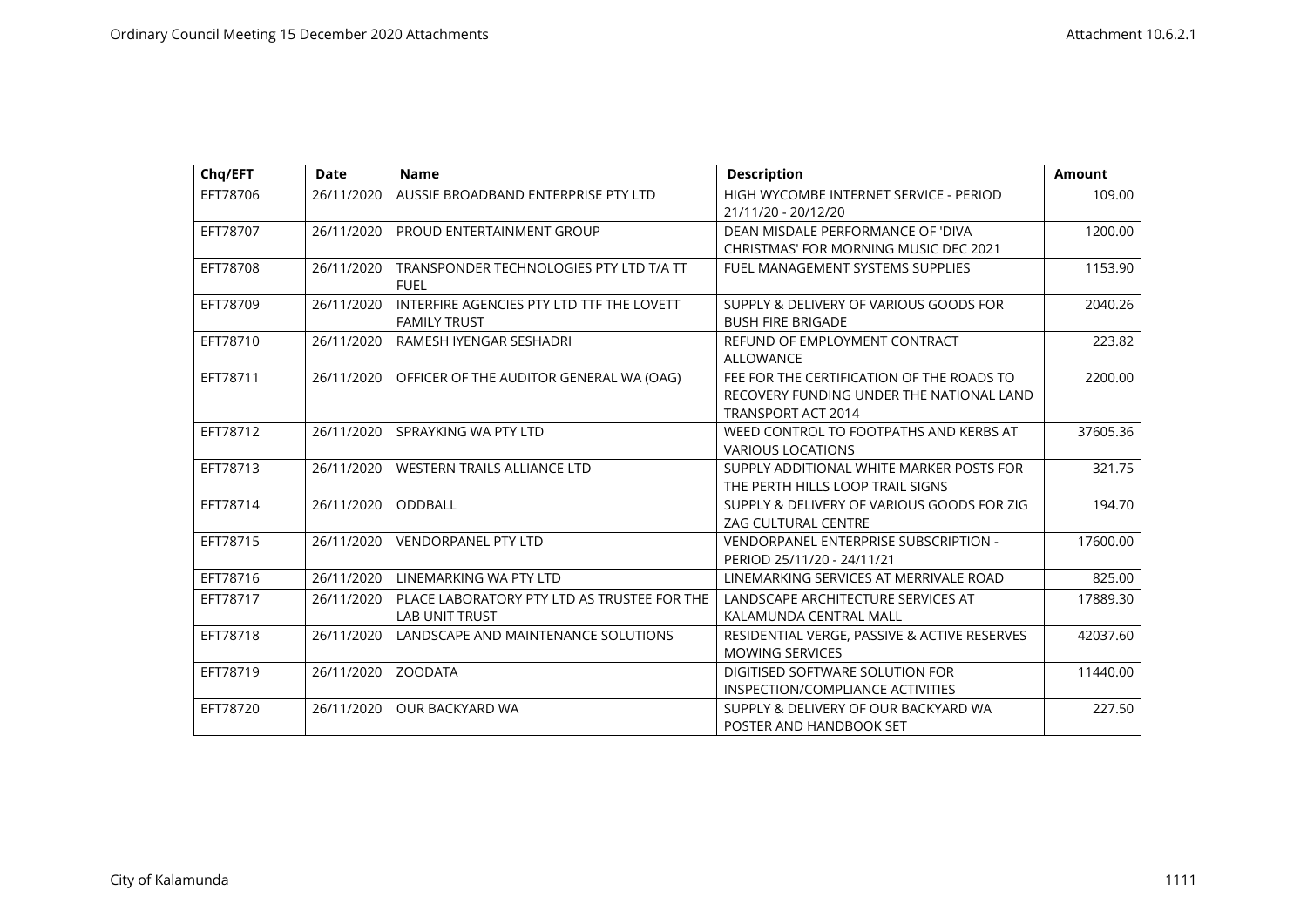| Chq/EFT | Date | Name | Description | Amount |
|---|---|---|---|---|
| EFT78706 | 26/11/2020 | AUSSIE BROADBAND ENTERPRISE PTY LTD | HIGH WYCOMBE INTERNET SERVICE - PERIOD 21/11/20 - 20/12/20 | 109.00 |
| EFT78707 | 26/11/2020 | PROUD ENTERTAINMENT GROUP | DEAN MISDALE PERFORMANCE OF 'DIVA CHRISTMAS' FOR MORNING MUSIC DEC 2021 | 1200.00 |
| EFT78708 | 26/11/2020 | TRANSPONDER TECHNOLOGIES PTY LTD T/A TT FUEL | FUEL MANAGEMENT SYSTEMS SUPPLIES | 1153.90 |
| EFT78709 | 26/11/2020 | INTERFIRE AGENCIES PTY LTD TTF THE LOVETT FAMILY TRUST | SUPPLY & DELIVERY OF VARIOUS GOODS FOR BUSH FIRE BRIGADE | 2040.26 |
| EFT78710 | 26/11/2020 | RAMESH IYENGAR SESHADRI | REFUND OF EMPLOYMENT CONTRACT ALLOWANCE | 223.82 |
| EFT78711 | 26/11/2020 | OFFICER OF THE AUDITOR GENERAL WA (OAG) | FEE FOR THE CERTIFICATION OF THE ROADS TO RECOVERY FUNDING UNDER THE NATIONAL LAND TRANSPORT ACT 2014 | 2200.00 |
| EFT78712 | 26/11/2020 | SPRAYKING WA PTY LTD | WEED CONTROL TO FOOTPATHS AND KERBS AT VARIOUS LOCATIONS | 37605.36 |
| EFT78713 | 26/11/2020 | WESTERN TRAILS ALLIANCE LTD | SUPPLY ADDITIONAL WHITE MARKER POSTS FOR THE PERTH HILLS LOOP TRAIL SIGNS | 321.75 |
| EFT78714 | 26/11/2020 | ODDBALL | SUPPLY & DELIVERY OF VARIOUS GOODS FOR ZIG ZAG CULTURAL CENTRE | 194.70 |
| EFT78715 | 26/11/2020 | VENDORPANEL PTY LTD | VENDORPANEL ENTERPRISE SUBSCRIPTION - PERIOD 25/11/20 - 24/11/21 | 17600.00 |
| EFT78716 | 26/11/2020 | LINEMARKING WA PTY LTD | LINEMARKING SERVICES AT MERRIVALE ROAD | 825.00 |
| EFT78717 | 26/11/2020 | PLACE LABORATORY PTY LTD AS TRUSTEE FOR THE LAB UNIT TRUST | LANDSCAPE ARCHITECTURE SERVICES AT KALAMUNDA CENTRAL MALL | 17889.30 |
| EFT78718 | 26/11/2020 | LANDSCAPE AND MAINTENANCE SOLUTIONS | RESIDENTIAL VERGE, PASSIVE & ACTIVE RESERVES MOWING SERVICES | 42037.60 |
| EFT78719 | 26/11/2020 | ZOODATA | DIGITISED SOFTWARE SOLUTION FOR INSPECTION/COMPLIANCE ACTIVITIES | 11440.00 |
| EFT78720 | 26/11/2020 | OUR BACKYARD WA | SUPPLY & DELIVERY OF OUR BACKYARD WA POSTER AND HANDBOOK SET | 227.50 |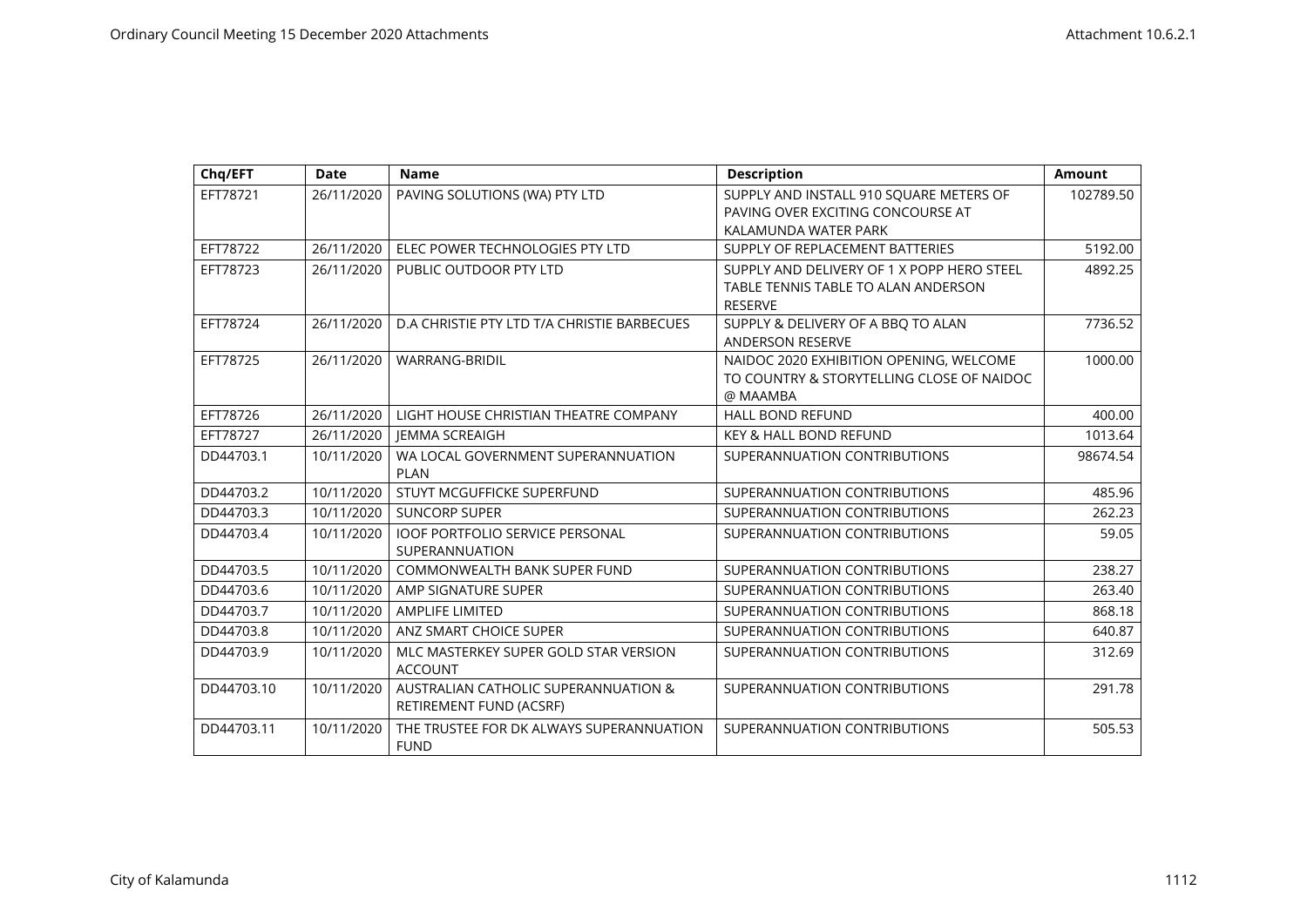| Chq/EFT | Date | Name | Description | Amount |
|---|---|---|---|---|
| EFT78721 | 26/11/2020 | PAVING SOLUTIONS (WA) PTY LTD | SUPPLY AND INSTALL 910 SQUARE METERS OF PAVING OVER EXCITING CONCOURSE AT KALAMUNDA WATER PARK | 102789.50 |
| EFT78722 | 26/11/2020 | ELEC POWER TECHNOLOGIES PTY LTD | SUPPLY OF REPLACEMENT BATTERIES | 5192.00 |
| EFT78723 | 26/11/2020 | PUBLIC OUTDOOR PTY LTD | SUPPLY AND DELIVERY OF 1 X POPP HERO STEEL TABLE TENNIS TABLE TO ALAN ANDERSON RESERVE | 4892.25 |
| EFT78724 | 26/11/2020 | D.A CHRISTIE PTY LTD T/A CHRISTIE BARBECUES | SUPPLY & DELIVERY OF A BBQ TO ALAN ANDERSON RESERVE | 7736.52 |
| EFT78725 | 26/11/2020 | WARRANG-BRIDIL | NAIDOC 2020 EXHIBITION OPENING, WELCOME TO COUNTRY & STORYTELLING CLOSE OF NAIDOC @ MAAMBA | 1000.00 |
| EFT78726 | 26/11/2020 | LIGHT HOUSE CHRISTIAN THEATRE COMPANY | HALL BOND REFUND | 400.00 |
| EFT78727 | 26/11/2020 | JEMMA SCREAIGH | KEY & HALL BOND REFUND | 1013.64 |
| DD44703.1 | 10/11/2020 | WA LOCAL GOVERNMENT SUPERANNUATION PLAN | SUPERANNUATION CONTRIBUTIONS | 98674.54 |
| DD44703.2 | 10/11/2020 | STUYT MCGUFFICKE SUPERFUND | SUPERANNUATION CONTRIBUTIONS | 485.96 |
| DD44703.3 | 10/11/2020 | SUNCORP SUPER | SUPERANNUATION CONTRIBUTIONS | 262.23 |
| DD44703.4 | 10/11/2020 | IOOF PORTFOLIO SERVICE PERSONAL SUPERANNUATION | SUPERANNUATION CONTRIBUTIONS | 59.05 |
| DD44703.5 | 10/11/2020 | COMMONWEALTH BANK SUPER FUND | SUPERANNUATION CONTRIBUTIONS | 238.27 |
| DD44703.6 | 10/11/2020 | AMP SIGNATURE SUPER | SUPERANNUATION CONTRIBUTIONS | 263.40 |
| DD44703.7 | 10/11/2020 | AMPLIFE LIMITED | SUPERANNUATION CONTRIBUTIONS | 868.18 |
| DD44703.8 | 10/11/2020 | ANZ SMART CHOICE SUPER | SUPERANNUATION CONTRIBUTIONS | 640.87 |
| DD44703.9 | 10/11/2020 | MLC MASTERKEY SUPER GOLD STAR VERSION ACCOUNT | SUPERANNUATION CONTRIBUTIONS | 312.69 |
| DD44703.10 | 10/11/2020 | AUSTRALIAN CATHOLIC SUPERANNUATION & RETIREMENT FUND (ACSRF) | SUPERANNUATION CONTRIBUTIONS | 291.78 |
| DD44703.11 | 10/11/2020 | THE TRUSTEE FOR DK ALWAYS SUPERANNUATION FUND | SUPERANNUATION CONTRIBUTIONS | 505.53 |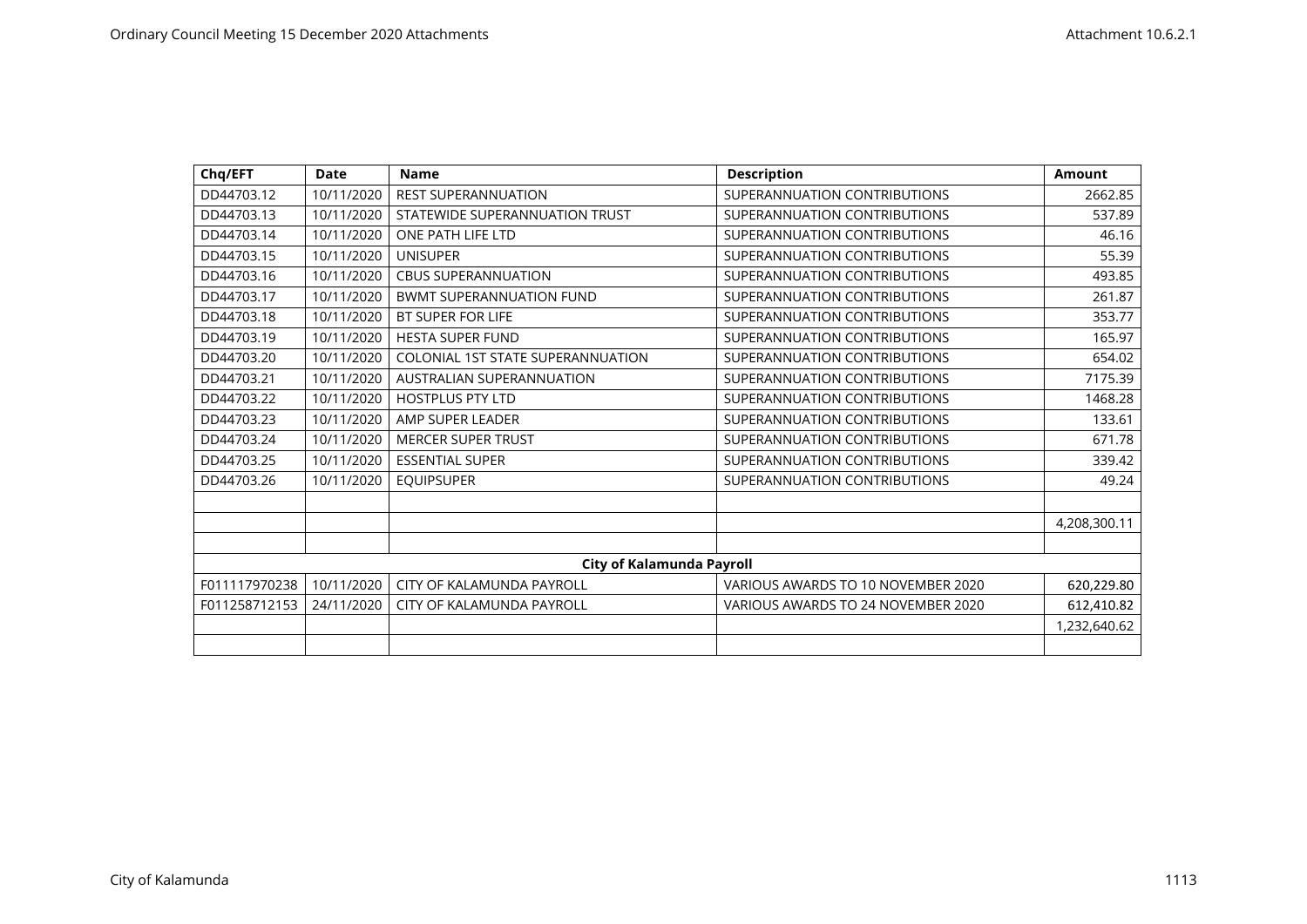| Chq/EFT | Date | Name | Description | Amount |
|---|---|---|---|---|
| DD44703.12 | 10/11/2020 | REST SUPERANNUATION | SUPERANNUATION CONTRIBUTIONS | 2662.85 |
| DD44703.13 | 10/11/2020 | STATEWIDE SUPERANNUATION TRUST | SUPERANNUATION CONTRIBUTIONS | 537.89 |
| DD44703.14 | 10/11/2020 | ONE PATH LIFE LTD | SUPERANNUATION CONTRIBUTIONS | 46.16 |
| DD44703.15 | 10/11/2020 | UNISUPER | SUPERANNUATION CONTRIBUTIONS | 55.39 |
| DD44703.16 | 10/11/2020 | CBUS SUPERANNUATION | SUPERANNUATION CONTRIBUTIONS | 493.85 |
| DD44703.17 | 10/11/2020 | BWMT SUPERANNUATION FUND | SUPERANNUATION CONTRIBUTIONS | 261.87 |
| DD44703.18 | 10/11/2020 | BT SUPER FOR LIFE | SUPERANNUATION CONTRIBUTIONS | 353.77 |
| DD44703.19 | 10/11/2020 | HESTA SUPER FUND | SUPERANNUATION CONTRIBUTIONS | 165.97 |
| DD44703.20 | 10/11/2020 | COLONIAL 1ST STATE SUPERANNUATION | SUPERANNUATION CONTRIBUTIONS | 654.02 |
| DD44703.21 | 10/11/2020 | AUSTRALIAN SUPERANNUATION | SUPERANNUATION CONTRIBUTIONS | 7175.39 |
| DD44703.22 | 10/11/2020 | HOSTPLUS PTY LTD | SUPERANNUATION CONTRIBUTIONS | 1468.28 |
| DD44703.23 | 10/11/2020 | AMP SUPER LEADER | SUPERANNUATION CONTRIBUTIONS | 133.61 |
| DD44703.24 | 10/11/2020 | MERCER SUPER TRUST | SUPERANNUATION CONTRIBUTIONS | 671.78 |
| DD44703.25 | 10/11/2020 | ESSENTIAL SUPER | SUPERANNUATION CONTRIBUTIONS | 339.42 |
| DD44703.26 | 10/11/2020 | EQUIPSUPER | SUPERANNUATION CONTRIBUTIONS | 49.24 |
| | | | | |
| | | | | 4,208,300.11 |
| | | | | |
| **City of Kalamunda Payroll** | | | | |
| F011117970238 | 10/11/2020 | CITY OF KALAMUNDA PAYROLL | VARIOUS AWARDS TO 10 NOVEMBER 2020 | 620,229.80 |
| F011258712153 | 24/11/2020 | CITY OF KALAMUNDA PAYROLL | VARIOUS AWARDS TO 24 NOVEMBER 2020 | 612,410.82 |
| | | | | 1,232,640.62 |
| | | | | |